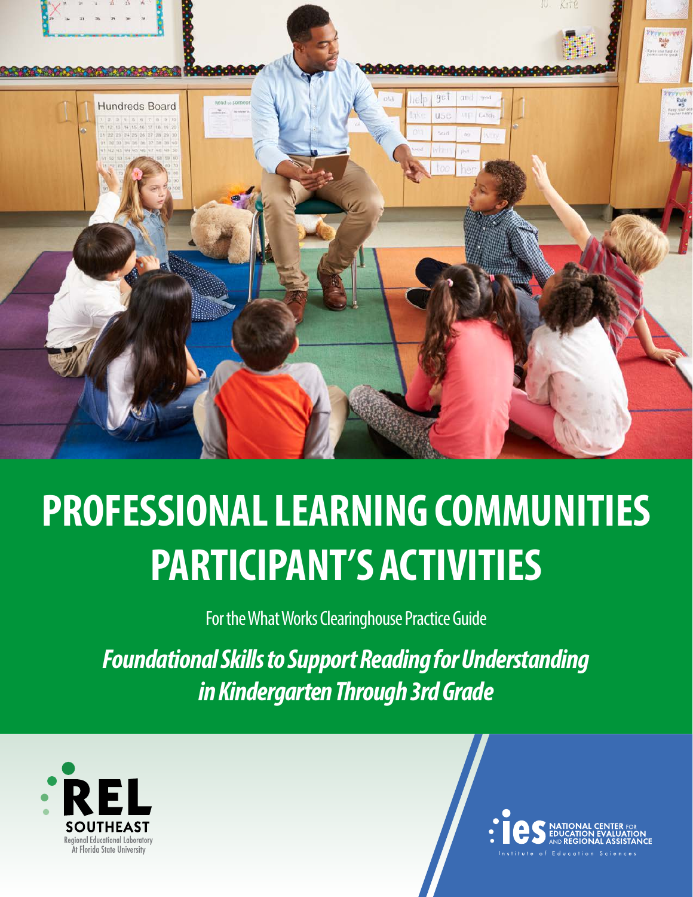# PROFESSIONAL LEARNING COMMUNITIES PARTICIPANT'S ACTIVITIES

For the What Works Clearinghouse Practice Guide

***Foundational Skills to Support Reading for Understanding in Kindergarten Through 3rd Grade***

REL SOUTHEAST
Regional Educational Laboratory
At Florida State University

ies NATIONAL CENTER FOR EDUCATION EVALUATION AND REGIONAL ASSISTANCE
Institute of Education Sciences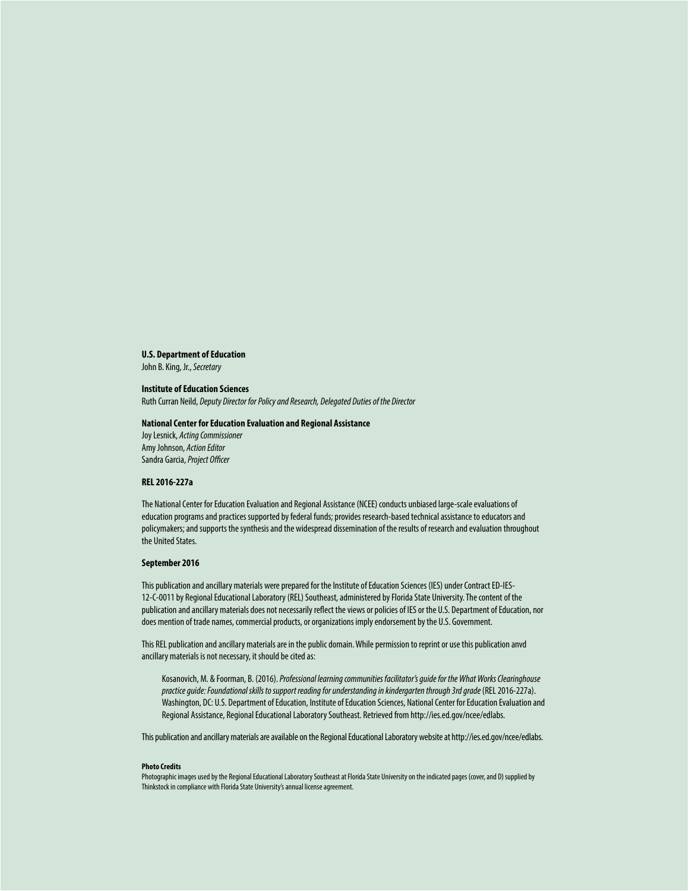**U.S. Department of Education**
John B. King, Jr., *Secretary*

**Institute of Education Sciences**
Ruth Curran Neild, *Deputy Director for Policy and Research, Delegated Duties of the Director*

**National Center for Education Evaluation and Regional Assistance**
Joy Lesnick, *Acting Commissioner*
Amy Johnson, *Action Editor*
Sandra Garcia, *Project Officer*

**REL 2016-227a**

The National Center for Education Evaluation and Regional Assistance (NCEE) conducts unbiased large-scale evaluations of education programs and practices supported by federal funds; provides research-based technical assistance to educators and policymakers; and supports the synthesis and the widespread dissemination of the results of research and evaluation throughout the United States.

**September 2016**

This publication and ancillary materials were prepared for the Institute of Education Sciences (IES) under Contract ED-IES-12-C-0011 by Regional Educational Laboratory (REL) Southeast, administered by Florida State University. The content of the publication and ancillary materials does not necessarily reflect the views or policies of IES or the U.S. Department of Education, nor does mention of trade names, commercial products, or organizations imply endorsement by the U.S. Government.

This REL publication and ancillary materials are in the public domain. While permission to reprint or use this publication anvd ancillary materials is not necessary, it should be cited as:

> Kosanovich, M. & Foorman, B. (2016). *Professional learning communities facilitator's guide for the What Works Clearinghouse practice guide: Foundational skills to support reading for understanding in kindergarten through 3rd grade* (REL 2016-227a). Washington, DC: U.S. Department of Education, Institute of Education Sciences, National Center for Education Evaluation and Regional Assistance, Regional Educational Laboratory Southeast. Retrieved from http://ies.ed.gov/ncee/edlabs.

This publication and ancillary materials are available on the Regional Educational Laboratory website at http://ies.ed.gov/ncee/edlabs.

**Photo Credits**
Photographic images used by the Regional Educational Laboratory Southeast at Florida State University on the indicated pages (cover, and D) supplied by Thinkstock in compliance with Florida State University's annual license agreement.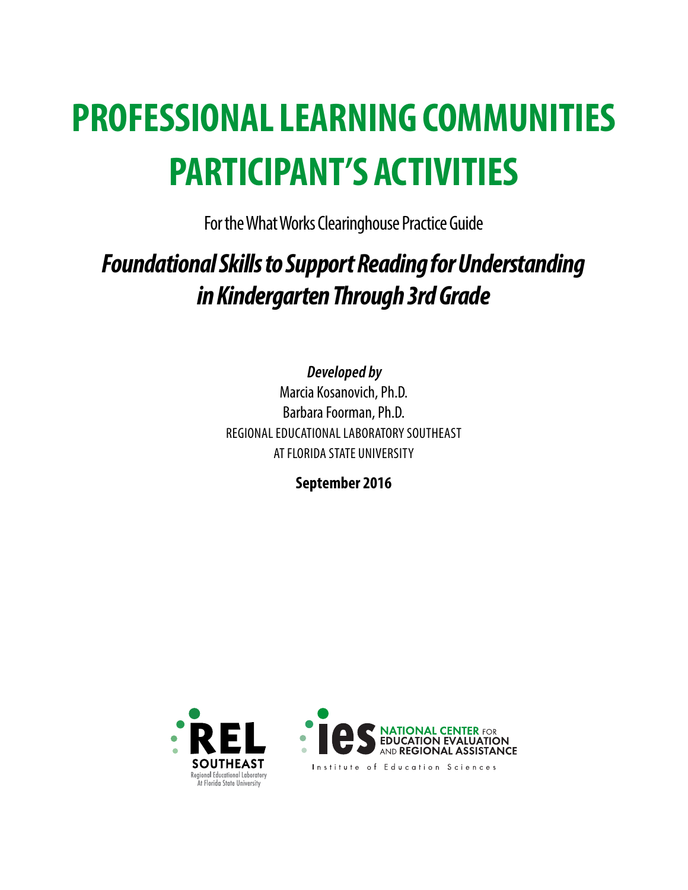# PROFESSIONAL LEARNING COMMUNITIES PARTICIPANT'S ACTIVITIES

For the What Works Clearinghouse Practice Guide

## *Foundational Skills to Support Reading for Understanding in Kindergarten Through 3rd Grade*

***Developed by***

Marcia Kosanovich, Ph.D.

Barbara Foorman, Ph.D.

REGIONAL EDUCATIONAL LABORATORY SOUTHEAST

AT FLORIDA STATE UNIVERSITY

**September 2016**

REL SOUTHEAST
Regional Educational Laboratory
At Florida State University

ies NATIONAL CENTER FOR EDUCATION EVALUATION AND REGIONAL ASSISTANCE
Institute of Education Sciences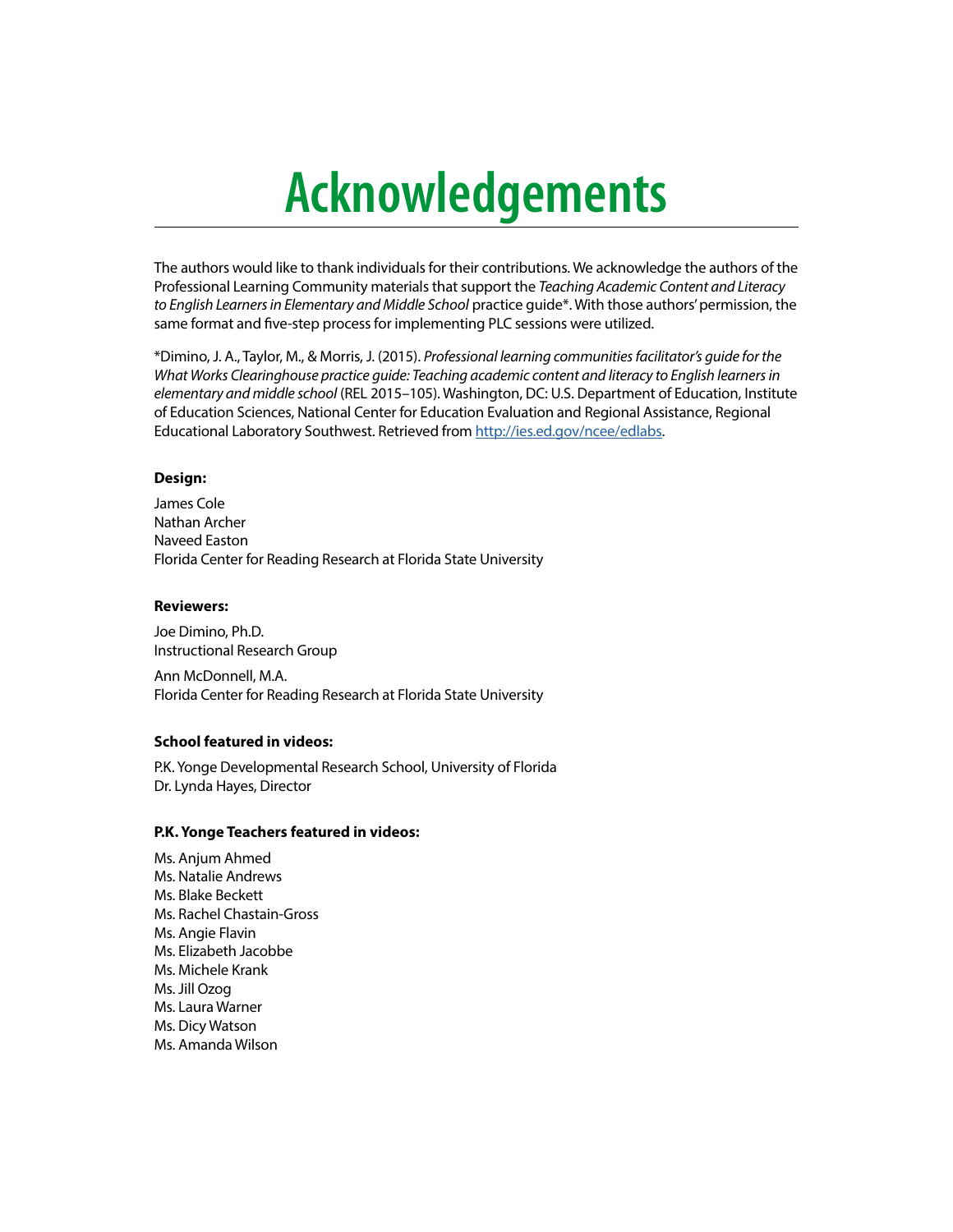# Acknowledgements

The authors would like to thank individuals for their contributions. We acknowledge the authors of the Professional Learning Community materials that support the *Teaching Academic Content and Literacy to English Learners in Elementary and Middle School* practice guide*. With those authors' permission, the same format and five-step process for implementing PLC sessions were utilized.

*Dimino, J. A., Taylor, M., & Morris, J. (2015). *Professional learning communities facilitator's guide for the What Works Clearinghouse practice guide: Teaching academic content and literacy to English learners in elementary and middle school* (REL 2015–105). Washington, DC: U.S. Department of Education, Institute of Education Sciences, National Center for Education Evaluation and Regional Assistance, Regional Educational Laboratory Southwest. Retrieved from [http://ies.ed.gov/ncee/edlabs](http://ies.ed.gov/ncee/edlabs).

**Design:**

James Cole
Nathan Archer
Naveed Easton
Florida Center for Reading Research at Florida State University

**Reviewers:**

Joe Dimino, Ph.D.
Instructional Research Group

Ann McDonnell, M.A.
Florida Center for Reading Research at Florida State University

**School featured in videos:**

P.K. Yonge Developmental Research School, University of Florida
Dr. Lynda Hayes, Director

**P.K. Yonge Teachers featured in videos:**

Ms. Anjum Ahmed
Ms. Natalie Andrews
Ms. Blake Beckett
Ms. Rachel Chastain-Gross
Ms. Angie Flavin
Ms. Elizabeth Jacobbe
Ms. Michele Krank
Ms. Jill Ozog
Ms. Laura Warner
Ms. Dicy Watson
Ms. Amanda Wilson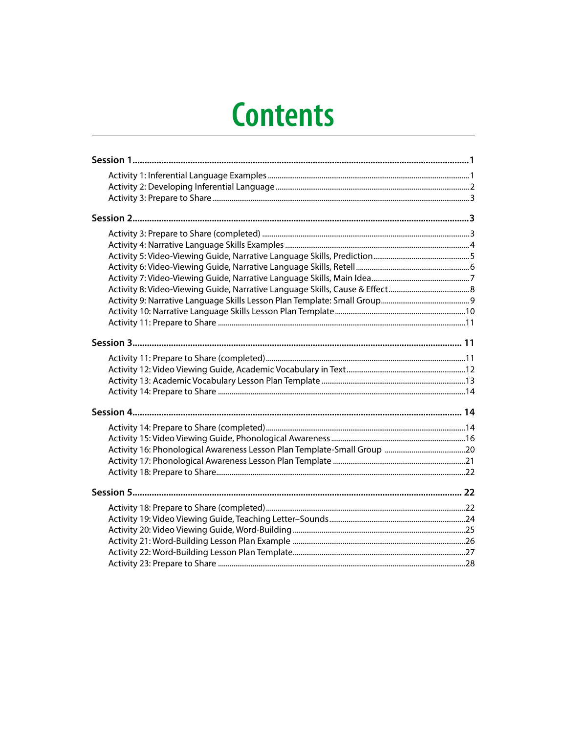# Contents

**Session 1** ..... **1**

- Activity 1: Inferential Language Examples ..... 1
- Activity 2: Developing Inferential Language ..... 2
- Activity 3: Prepare to Share ..... 3

**Session 2** ..... **3**

- Activity 3: Prepare to Share (completed) ..... 3
- Activity 4: Narrative Language Skills Examples ..... 4
- Activity 5: Video-Viewing Guide, Narrative Language Skills, Prediction ..... 5
- Activity 6: Video-Viewing Guide, Narrative Language Skills, Retell ..... 6
- Activity 7: Video-Viewing Guide, Narrative Language Skills, Main Idea ..... 7
- Activity 8: Video-Viewing Guide, Narrative Language Skills, Cause & Effect ..... 8
- Activity 9: Narrative Language Skills Lesson Plan Template: Small Group ..... 9
- Activity 10: Narrative Language Skills Lesson Plan Template ..... 10
- Activity 11: Prepare to Share ..... 11

**Session 3** ..... **11**

- Activity 11: Prepare to Share (completed) ..... 11
- Activity 12: Video Viewing Guide, Academic Vocabulary in Text ..... 12
- Activity 13: Academic Vocabulary Lesson Plan Template ..... 13
- Activity 14: Prepare to Share ..... 14

**Session 4** ..... **14**

- Activity 14: Prepare to Share (completed) ..... 14
- Activity 15: Video Viewing Guide, Phonological Awareness ..... 16
- Activity 16: Phonological Awareness Lesson Plan Template-Small Group ..... 20
- Activity 17: Phonological Awareness Lesson Plan Template ..... 21
- Activity 18: Prepare to Share ..... 22

**Session 5** ..... **22**

- Activity 18: Prepare to Share (completed) ..... 22
- Activity 19: Video Viewing Guide, Teaching Letter–Sounds ..... 24
- Activity 20: Video Viewing Guide, Word-Building ..... 25
- Activity 21: Word-Building Lesson Plan Example ..... 26
- Activity 22: Word-Building Lesson Plan Template ..... 27
- Activity 23: Prepare to Share ..... 28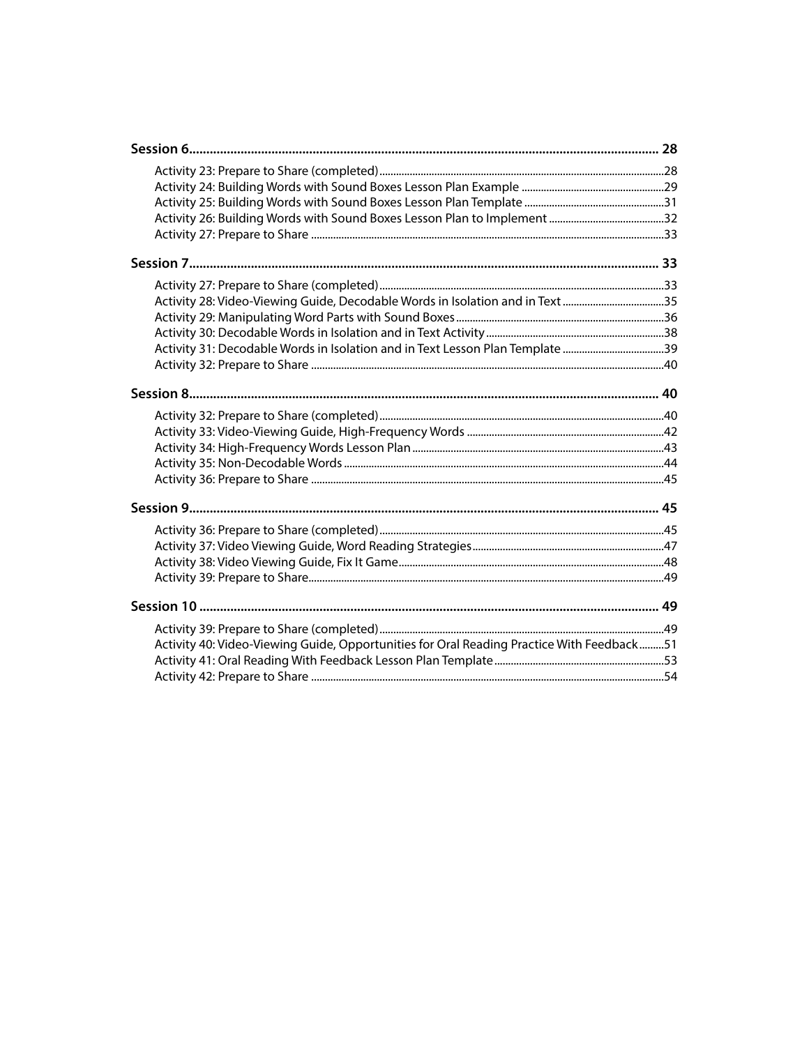**Session 6 .......... 28**

- Activity 23: Prepare to Share (completed) .......... 28
- Activity 24: Building Words with Sound Boxes Lesson Plan Example .......... 29
- Activity 25: Building Words with Sound Boxes Lesson Plan Template .......... 31
- Activity 26: Building Words with Sound Boxes Lesson Plan to Implement .......... 32
- Activity 27: Prepare to Share .......... 33

**Session 7 .......... 33**

- Activity 27: Prepare to Share (completed) .......... 33
- Activity 28: Video-Viewing Guide, Decodable Words in Isolation and in Text .......... 35
- Activity 29: Manipulating Word Parts with Sound Boxes .......... 36
- Activity 30: Decodable Words in Isolation and in Text Activity .......... 38
- Activity 31: Decodable Words in Isolation and in Text Lesson Plan Template .......... 39
- Activity 32: Prepare to Share .......... 40

**Session 8 .......... 40**

- Activity 32: Prepare to Share (completed) .......... 40
- Activity 33: Video-Viewing Guide, High-Frequency Words .......... 42
- Activity 34: High-Frequency Words Lesson Plan .......... 43
- Activity 35: Non-Decodable Words .......... 44
- Activity 36: Prepare to Share .......... 45

**Session 9 .......... 45**

- Activity 36: Prepare to Share (completed) .......... 45
- Activity 37: Video Viewing Guide, Word Reading Strategies .......... 47
- Activity 38: Video Viewing Guide, Fix It Game .......... 48
- Activity 39: Prepare to Share .......... 49

**Session 10 .......... 49**

- Activity 39: Prepare to Share (completed) .......... 49
- Activity 40: Video-Viewing Guide, Opportunities for Oral Reading Practice With Feedback .......... 51
- Activity 41: Oral Reading With Feedback Lesson Plan Template .......... 53
- Activity 42: Prepare to Share .......... 54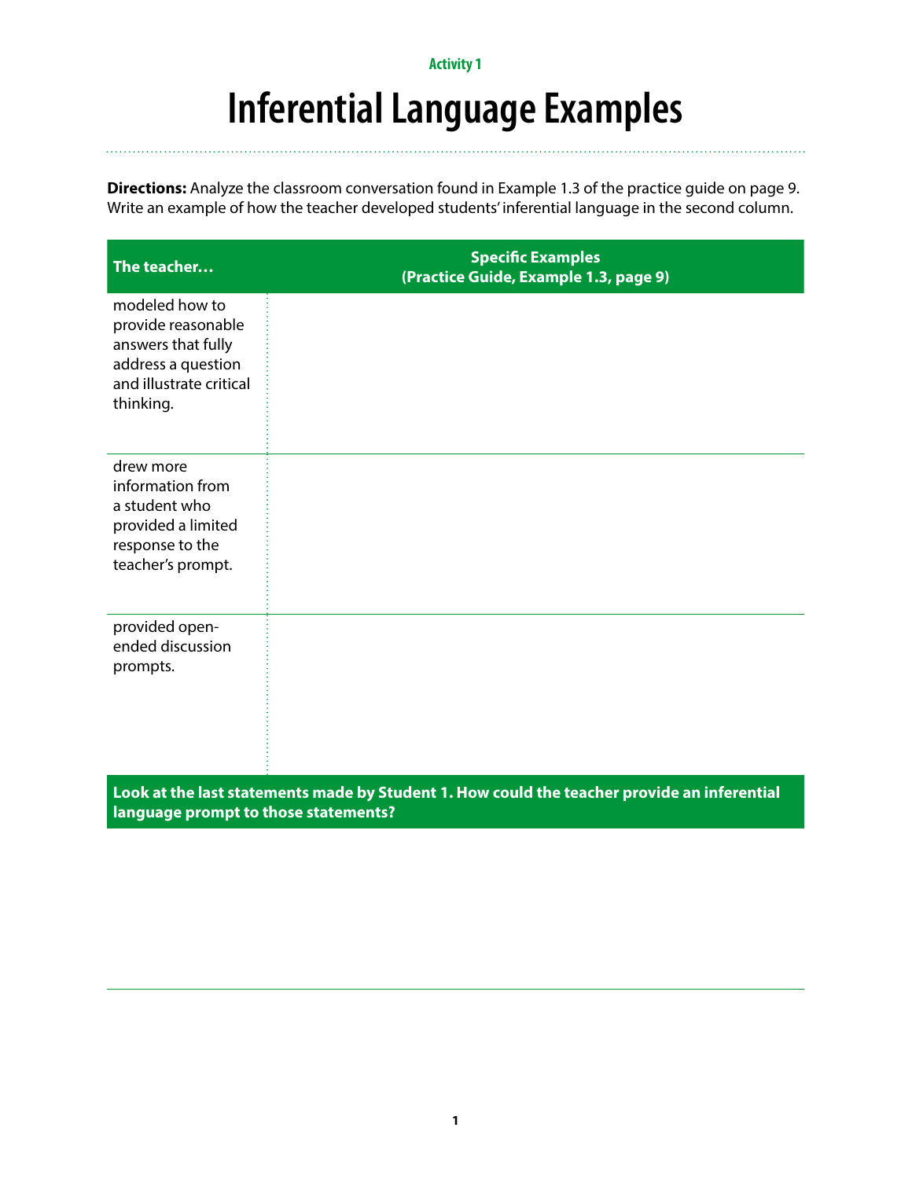Activity 1

# Inferential Language Examples

**Directions:** Analyze the classroom conversation found in Example 1.3 of the practice guide on page 9. Write an example of how the teacher developed students' inferential language in the second column.

| The teacher… | Specific Examples (Practice Guide, Example 1.3, page 9) |
| --- | --- |
| modeled how to provide reasonable answers that fully address a question and illustrate critical thinking. | |
| drew more information from a student who provided a limited response to the teacher's prompt. | |
| provided open-ended discussion prompts. | |

**Look at the last statements made by Student 1. How could the teacher provide an inferential language prompt to those statements?**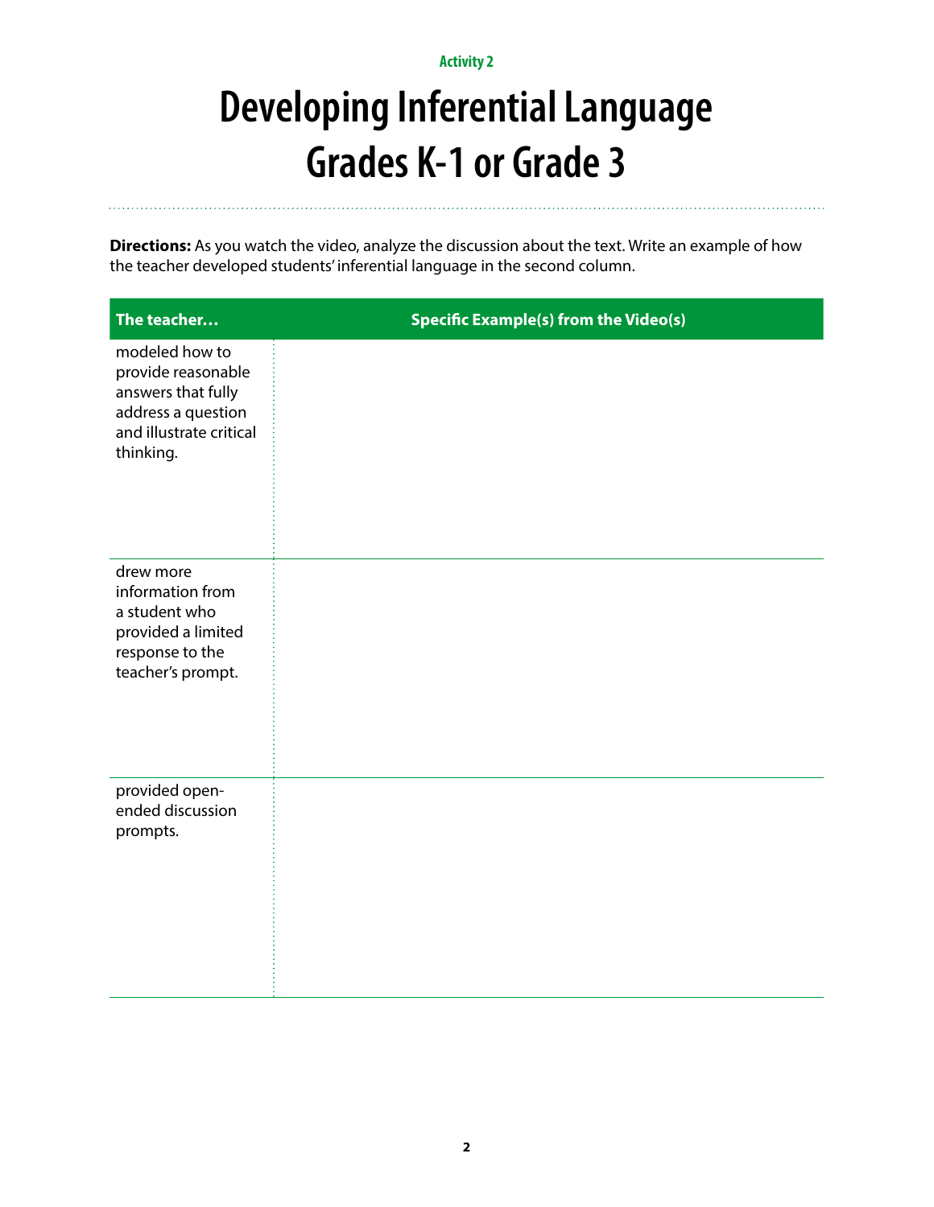Activity 2

# Developing Inferential Language Grades K-1 or Grade 3

**Directions:** As you watch the video, analyze the discussion about the text. Write an example of how the teacher developed students' inferential language in the second column.

| The teacher… | Specific Example(s) from the Video(s) |
|---|---|
| modeled how to provide reasonable answers that fully address a question and illustrate critical thinking. | |
| drew more information from a student who provided a limited response to the teacher's prompt. | |
| provided open-ended discussion prompts. | |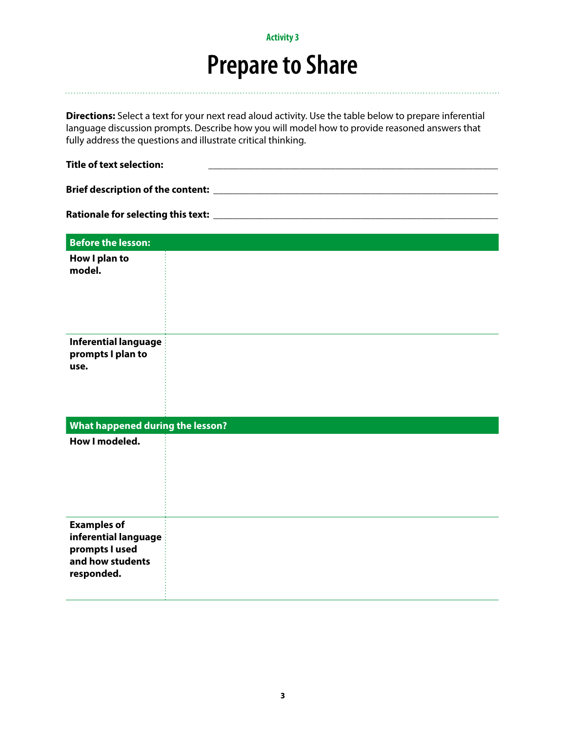Activity 3

# Prepare to Share

**Directions:** Select a text for your next read aloud activity. Use the table below to prepare inferential language discussion prompts. Describe how you will model how to provide reasoned answers that fully address the questions and illustrate critical thinking.

**Title of text selection:** ______________________________________________

**Brief description of the content:** ______________________________________________

**Rationale for selecting this text:** ______________________________________________

| **Before the lesson:** | |
|---|---|
| **How I plan to model.** | |
| **Inferential language prompts I plan to use.** | |
| **What happened during the lesson?** | |
| **How I modeled.** | |
| **Examples of inferential language prompts I used and how students responded.** | |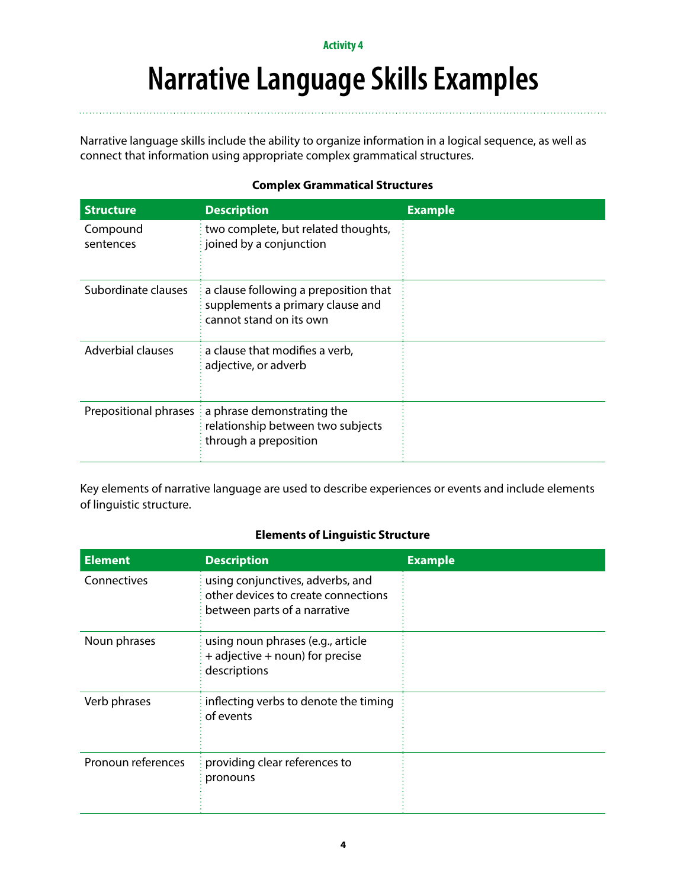Activity 4

# Narrative Language Skills Examples

Narrative language skills include the ability to organize information in a logical sequence, as well as connect that information using appropriate complex grammatical structures.

**Complex Grammatical Structures**

| Structure | Description | Example |
|---|---|---|
| Compound sentences | two complete, but related thoughts, joined by a conjunction | |
| Subordinate clauses | a clause following a preposition that supplements a primary clause and cannot stand on its own | |
| Adverbial clauses | a clause that modifies a verb, adjective, or adverb | |
| Prepositional phrases | a phrase demonstrating the relationship between two subjects through a preposition | |

Key elements of narrative language are used to describe experiences or events and include elements of linguistic structure.

**Elements of Linguistic Structure**

| Element | Description | Example |
|---|---|---|
| Connectives | using conjunctives, adverbs, and other devices to create connections between parts of a narrative | |
| Noun phrases | using noun phrases (e.g., article + adjective + noun) for precise descriptions | |
| Verb phrases | inflecting verbs to denote the timing of events | |
| Pronoun references | providing clear references to pronouns | |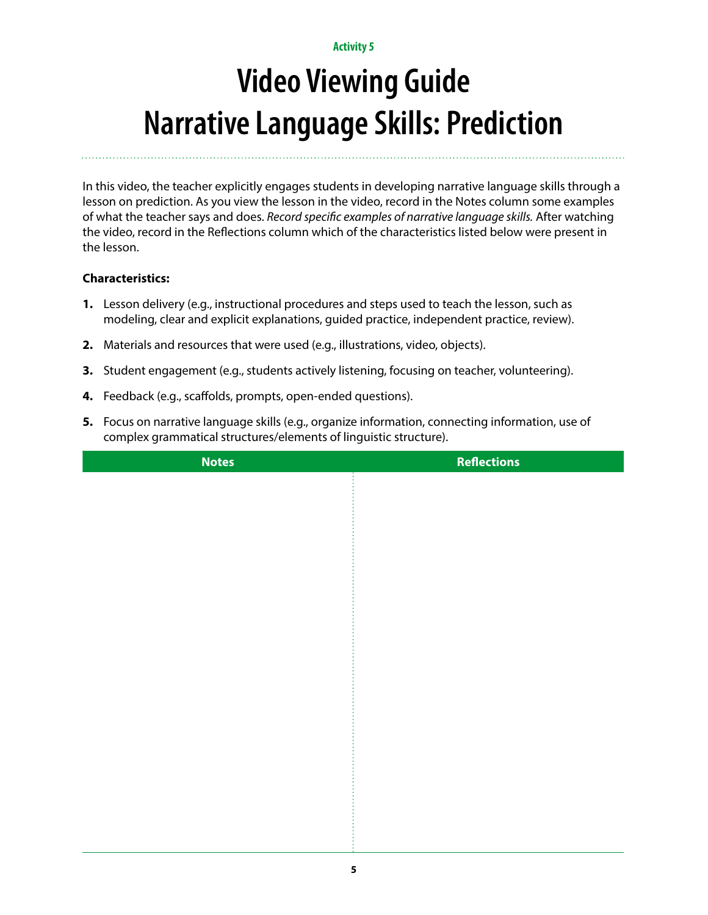Activity 5

# Video Viewing Guide
# Narrative Language Skills: Prediction

In this video, the teacher explicitly engages students in developing narrative language skills through a lesson on prediction. As you view the lesson in the video, record in the Notes column some examples of what the teacher says and does. *Record specific examples of narrative language skills.* After watching the video, record in the Reflections column which of the characteristics listed below were present in the lesson.

**Characteristics:**

1. Lesson delivery (e.g., instructional procedures and steps used to teach the lesson, such as modeling, clear and explicit explanations, guided practice, independent practice, review).
2. Materials and resources that were used (e.g., illustrations, video, objects).
3. Student engagement (e.g., students actively listening, focusing on teacher, volunteering).
4. Feedback (e.g., scaffolds, prompts, open-ended questions).
5. Focus on narrative language skills (e.g., organize information, connecting information, use of complex grammatical structures/elements of linguistic structure).

| Notes | Reflections |
| --- | --- |
| | |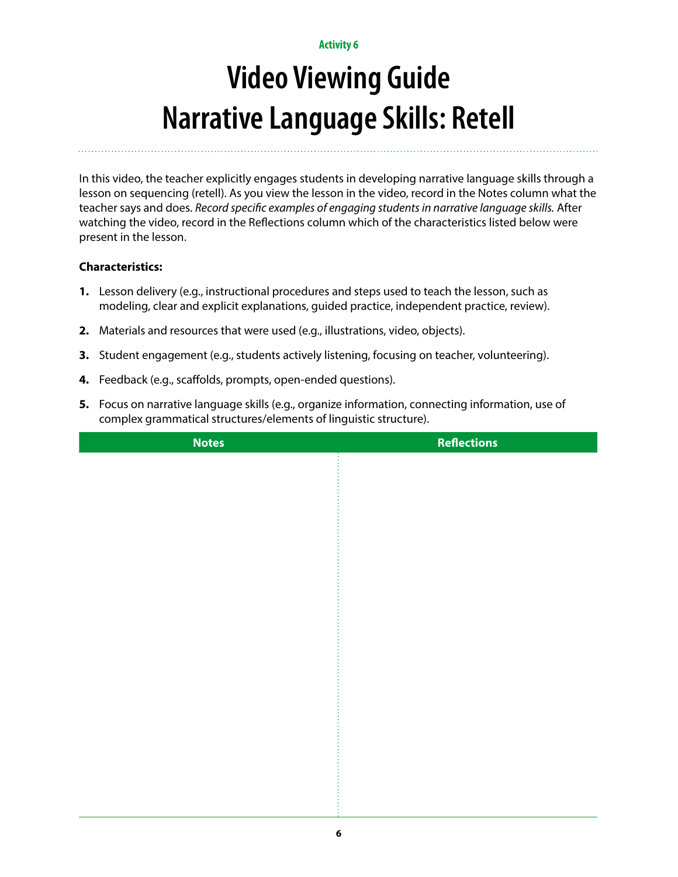Activity 6

# Video Viewing Guide Narrative Language Skills: Retell

In this video, the teacher explicitly engages students in developing narrative language skills through a lesson on sequencing (retell). As you view the lesson in the video, record in the Notes column what the teacher says and does. *Record specific examples of engaging students in narrative language skills.* After watching the video, record in the Reflections column which of the characteristics listed below were present in the lesson.

**Characteristics:**

1. Lesson delivery (e.g., instructional procedures and steps used to teach the lesson, such as modeling, clear and explicit explanations, guided practice, independent practice, review).
2. Materials and resources that were used (e.g., illustrations, video, objects).
3. Student engagement (e.g., students actively listening, focusing on teacher, volunteering).
4. Feedback (e.g., scaffolds, prompts, open-ended questions).
5. Focus on narrative language skills (e.g., organize information, connecting information, use of complex grammatical structures/elements of linguistic structure).

| Notes | Reflections |
| --- | --- |
| | |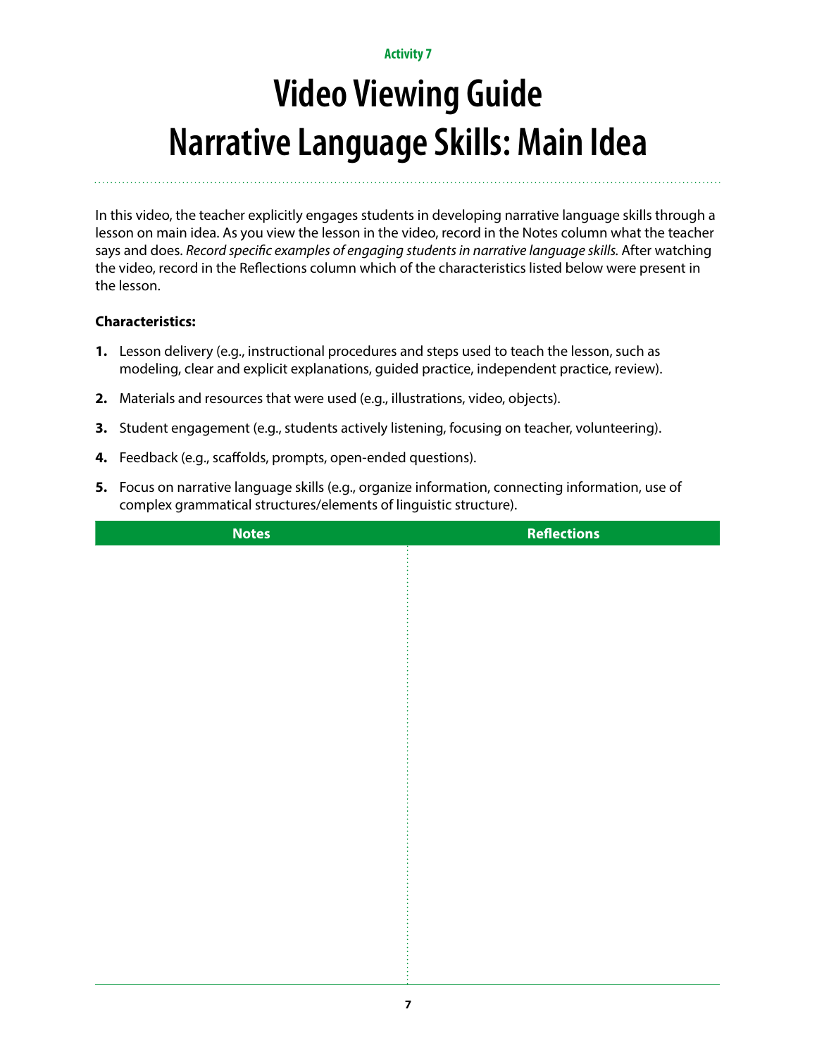Activity 7

# Video Viewing Guide
# Narrative Language Skills: Main Idea

In this video, the teacher explicitly engages students in developing narrative language skills through a lesson on main idea. As you view the lesson in the video, record in the Notes column what the teacher says and does. *Record specific examples of engaging students in narrative language skills.* After watching the video, record in the Reflections column which of the characteristics listed below were present in the lesson.

**Characteristics:**

1. Lesson delivery (e.g., instructional procedures and steps used to teach the lesson, such as modeling, clear and explicit explanations, guided practice, independent practice, review).
2. Materials and resources that were used (e.g., illustrations, video, objects).
3. Student engagement (e.g., students actively listening, focusing on teacher, volunteering).
4. Feedback (e.g., scaffolds, prompts, open-ended questions).
5. Focus on narrative language skills (e.g., organize information, connecting information, use of complex grammatical structures/elements of linguistic structure).

| Notes | Reflections |
| --- | --- |
| | |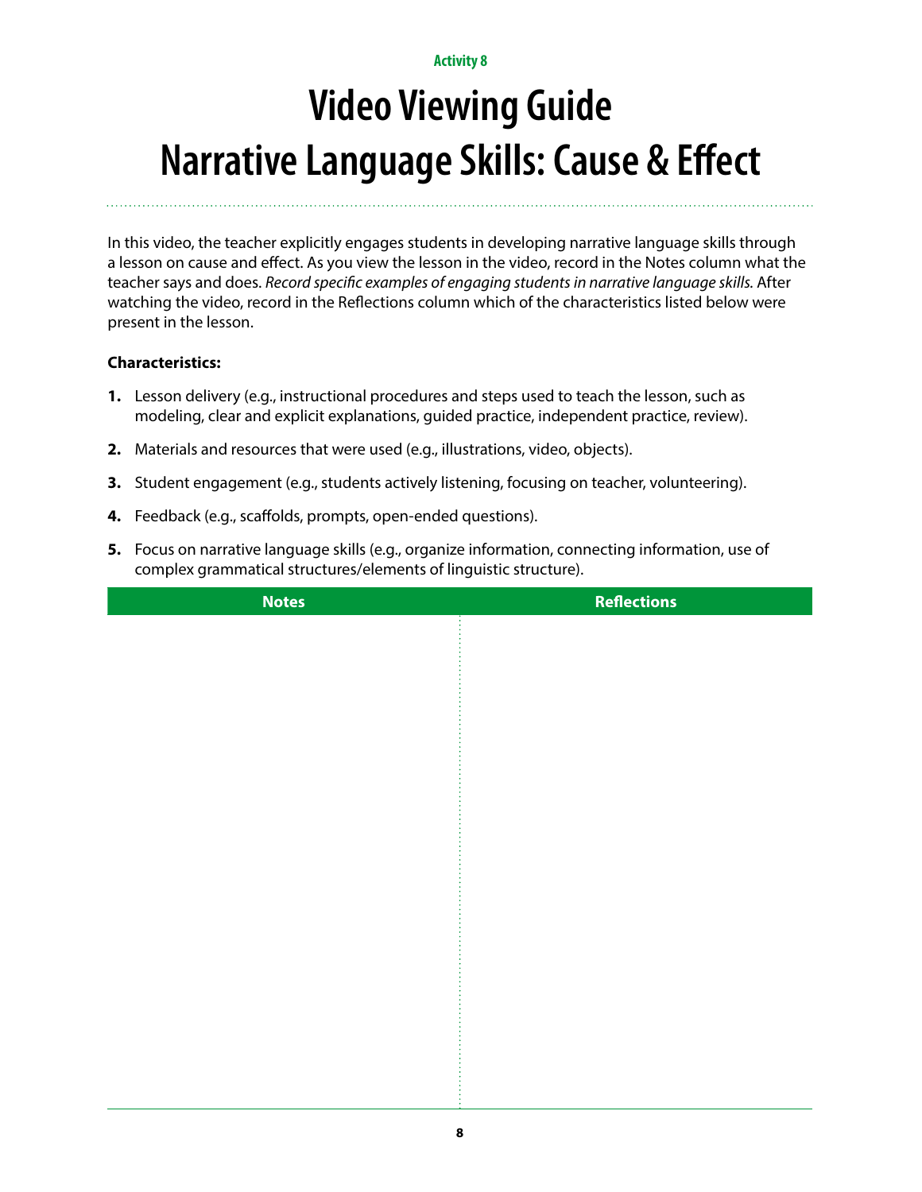Activity 8

# Video Viewing Guide
# Narrative Language Skills: Cause & Effect

In this video, the teacher explicitly engages students in developing narrative language skills through a lesson on cause and effect. As you view the lesson in the video, record in the Notes column what the teacher says and does. *Record specific examples of engaging students in narrative language skills.* After watching the video, record in the Reflections column which of the characteristics listed below were present in the lesson.

**Characteristics:**

1. Lesson delivery (e.g., instructional procedures and steps used to teach the lesson, such as modeling, clear and explicit explanations, guided practice, independent practice, review).
2. Materials and resources that were used (e.g., illustrations, video, objects).
3. Student engagement (e.g., students actively listening, focusing on teacher, volunteering).
4. Feedback (e.g., scaffolds, prompts, open-ended questions).
5. Focus on narrative language skills (e.g., organize information, connecting information, use of complex grammatical structures/elements of linguistic structure).

| Notes | Reflections |
| --- | --- |
| | |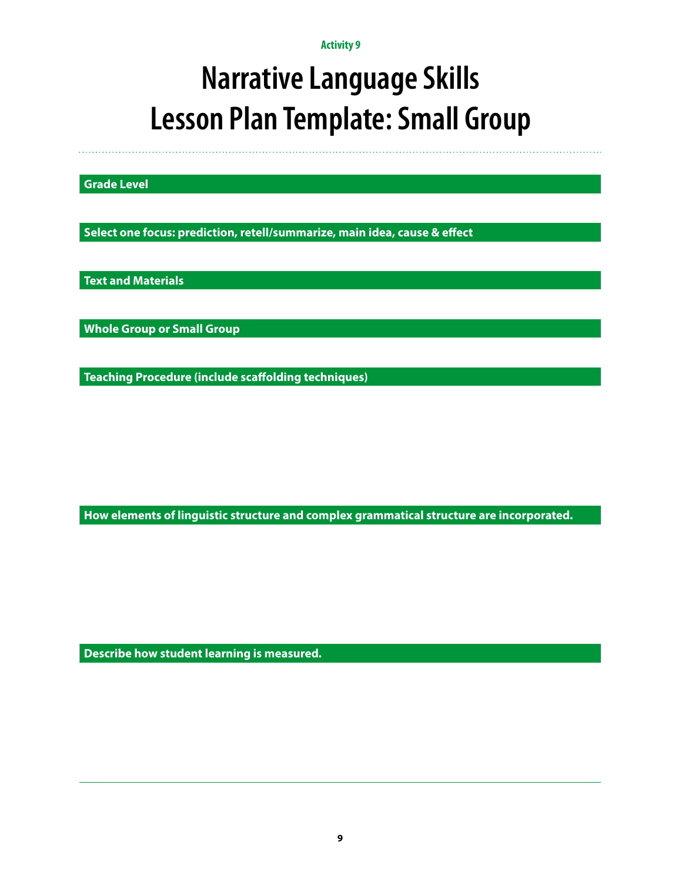Activity 9

# Narrative Language Skills Lesson Plan Template: Small Group

**Grade Level**

**Select one focus: prediction, retell/summarize, main idea, cause & effect**

**Text and Materials**

**Whole Group or Small Group**

**Teaching Procedure (include scaffolding techniques)**

**How elements of linguistic structure and complex grammatical structure are incorporated.**

**Describe how student learning is measured.**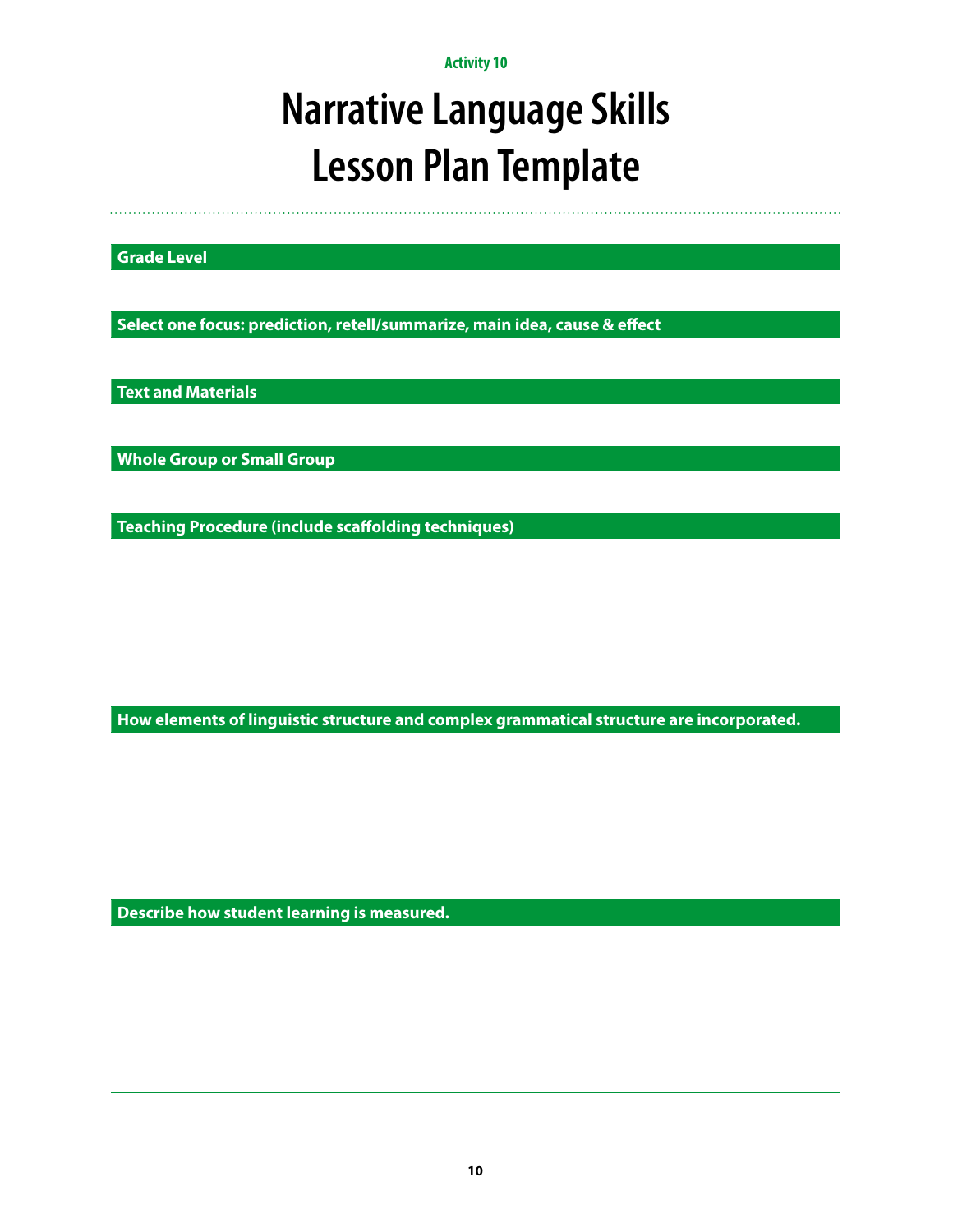Activity 10

# Narrative Language Skills Lesson Plan Template

**Grade Level**

**Select one focus: prediction, retell/summarize, main idea, cause & effect**

**Text and Materials**

**Whole Group or Small Group**

**Teaching Procedure (include scaffolding techniques)**

**How elements of linguistic structure and complex grammatical structure are incorporated.**

**Describe how student learning is measured.**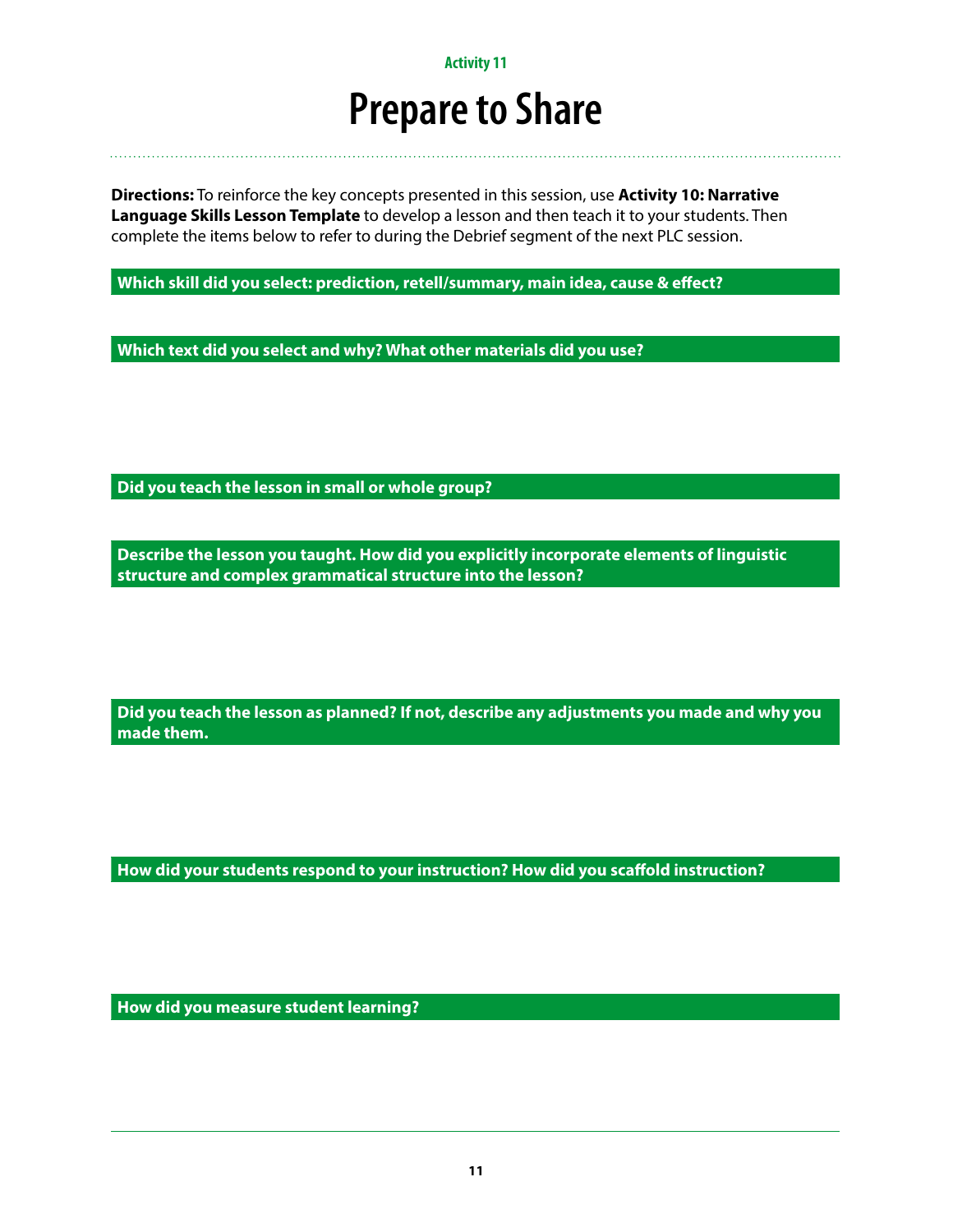Activity 11

# Prepare to Share

**Directions:** To reinforce the key concepts presented in this session, use **Activity 10: Narrative Language Skills Lesson Template** to develop a lesson and then teach it to your students. Then complete the items below to refer to during the Debrief segment of the next PLC session.

**Which skill did you select: prediction, retell/summary, main idea, cause & effect?**

**Which text did you select and why? What other materials did you use?**

**Did you teach the lesson in small or whole group?**

**Describe the lesson you taught. How did you explicitly incorporate elements of linguistic structure and complex grammatical structure into the lesson?**

**Did you teach the lesson as planned? If not, describe any adjustments you made and why you made them.**

**How did your students respond to your instruction? How did you scaffold instruction?**

**How did you measure student learning?**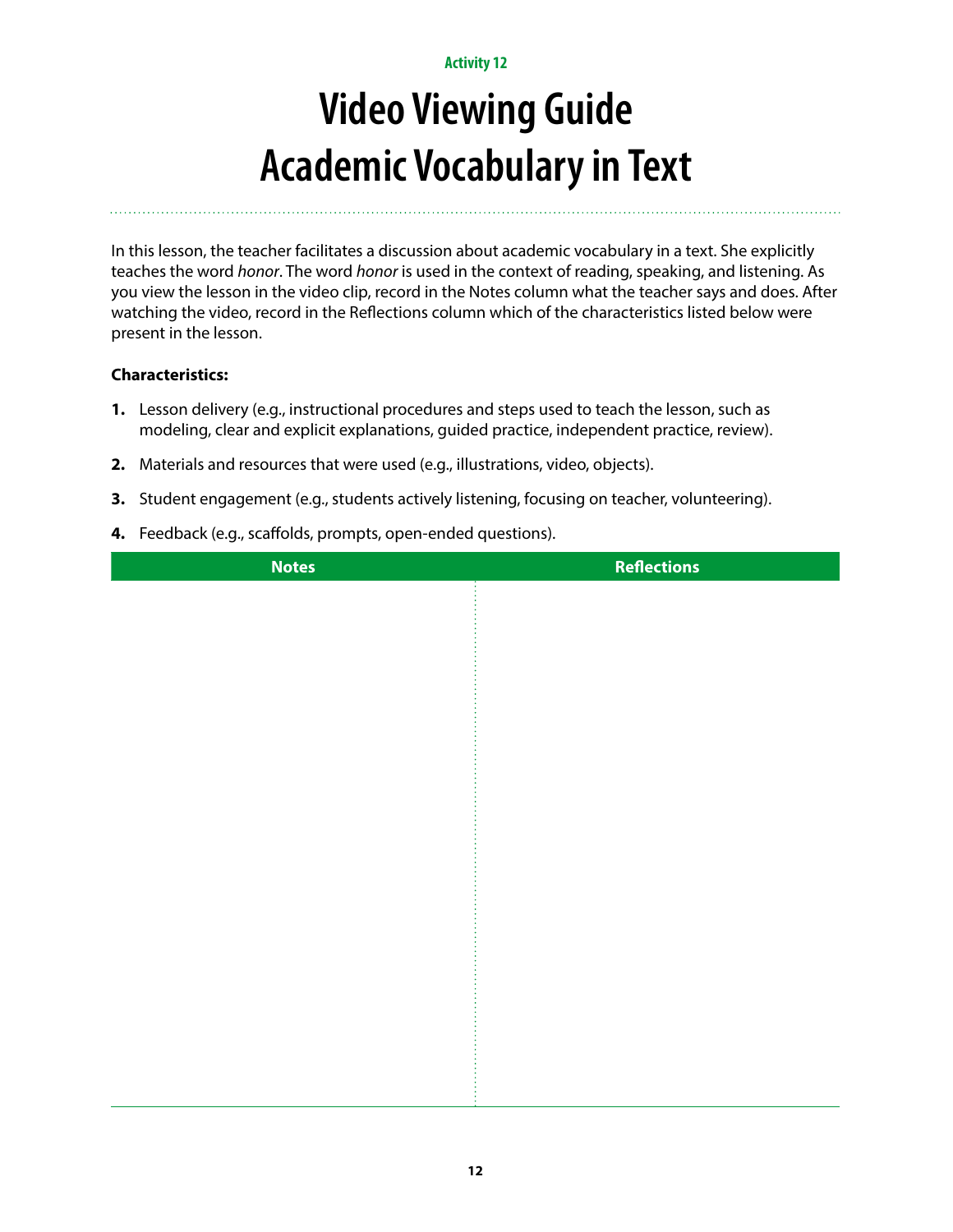Activity 12

# Video Viewing Guide
# Academic Vocabulary in Text

In this lesson, the teacher facilitates a discussion about academic vocabulary in a text. She explicitly teaches the word *honor*. The word *honor* is used in the context of reading, speaking, and listening. As you view the lesson in the video clip, record in the Notes column what the teacher says and does. After watching the video, record in the Reflections column which of the characteristics listed below were present in the lesson.

**Characteristics:**

1. Lesson delivery (e.g., instructional procedures and steps used to teach the lesson, such as modeling, clear and explicit explanations, guided practice, independent practice, review).
2. Materials and resources that were used (e.g., illustrations, video, objects).
3. Student engagement (e.g., students actively listening, focusing on teacher, volunteering).
4. Feedback (e.g., scaffolds, prompts, open-ended questions).

| Notes | Reflections |
| --- | --- |
| | |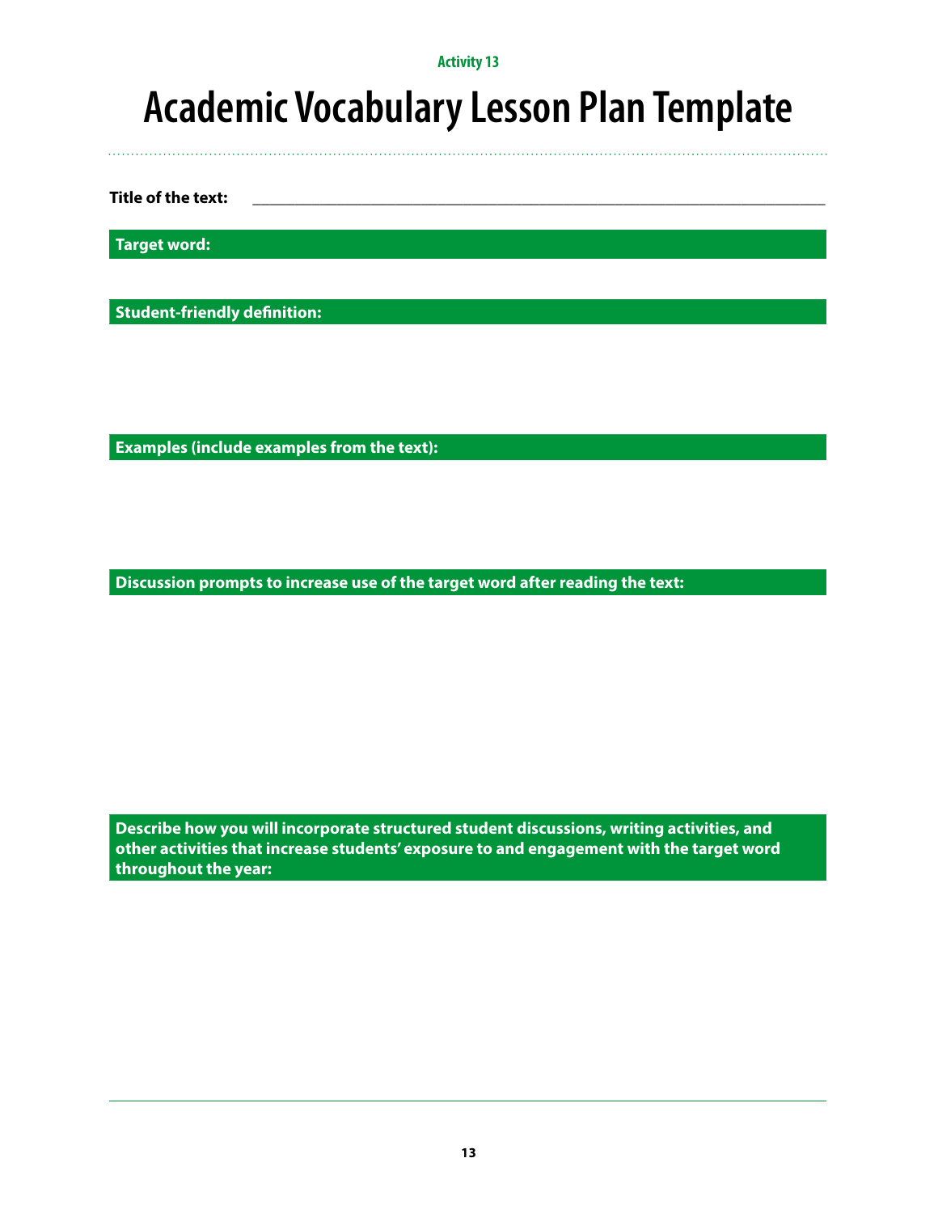Activity 13

# Academic Vocabulary Lesson Plan Template

**Title of the text:** ______________________________________________________________________

**Target word:**

**Student-friendly definition:**

**Examples (include examples from the text):**

**Discussion prompts to increase use of the target word after reading the text:**

**Describe how you will incorporate structured student discussions, writing activities, and other activities that increase students' exposure to and engagement with the target word throughout the year:**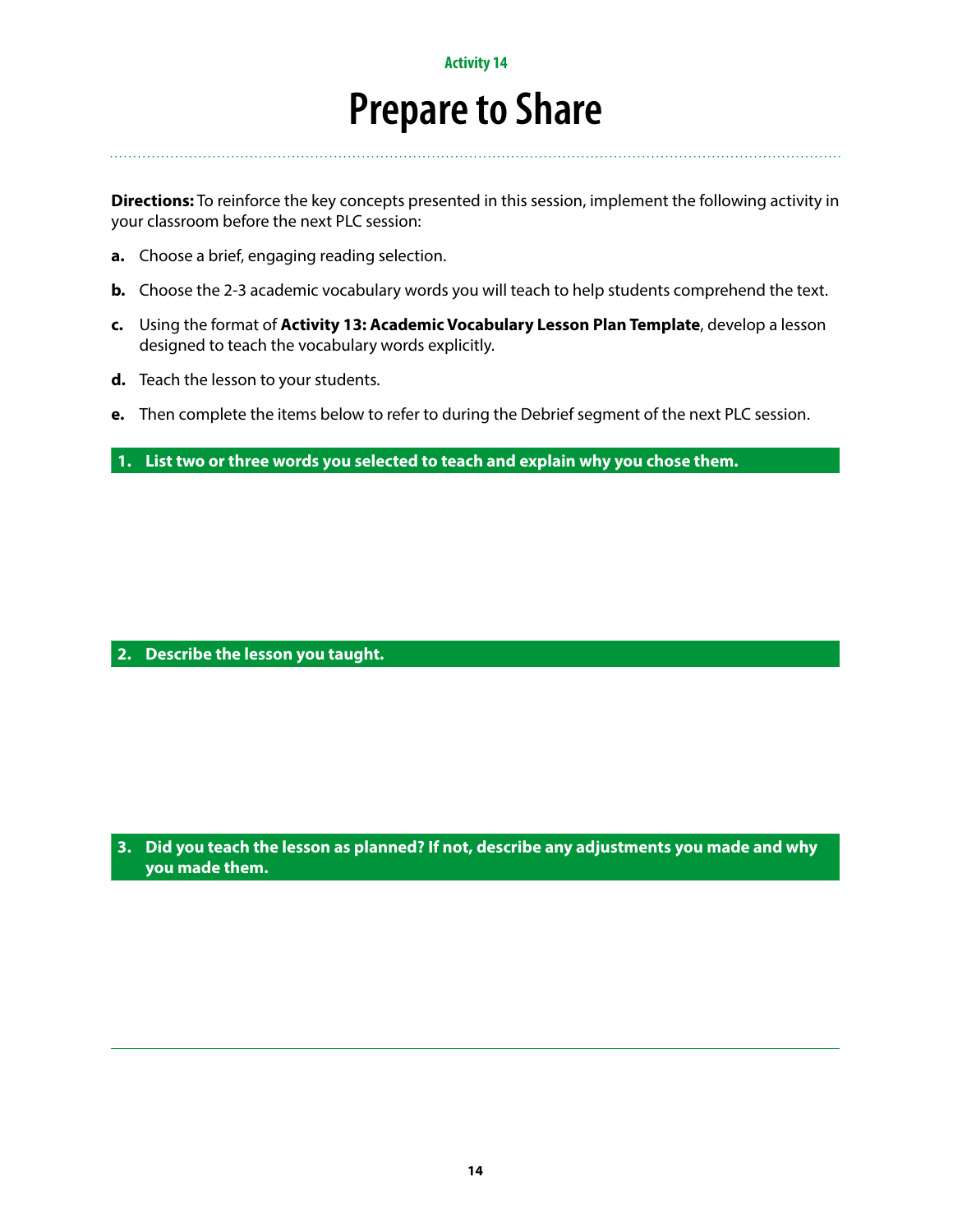Activity 14

# Prepare to Share

**Directions:** To reinforce the key concepts presented in this session, implement the following activity in your classroom before the next PLC session:

**a.** Choose a brief, engaging reading selection.

**b.** Choose the 2-3 academic vocabulary words you will teach to help students comprehend the text.

**c.** Using the format of **Activity 13: Academic Vocabulary Lesson Plan Template**, develop a lesson designed to teach the vocabulary words explicitly.

**d.** Teach the lesson to your students.

**e.** Then complete the items below to refer to during the Debrief segment of the next PLC session.

**1. List two or three words you selected to teach and explain why you chose them.**

**2. Describe the lesson you taught.**

**3. Did you teach the lesson as planned? If not, describe any adjustments you made and why you made them.**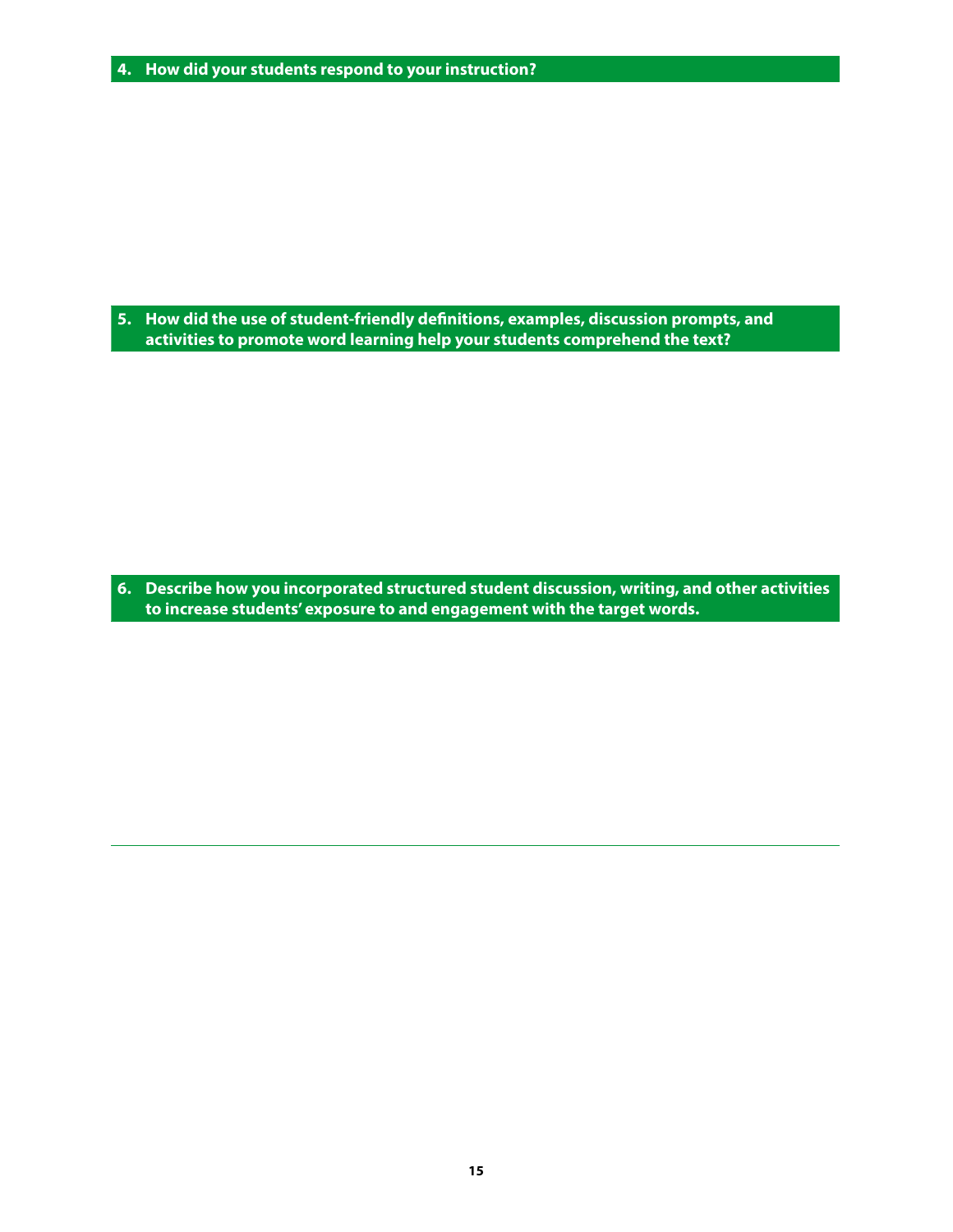**4. How did your students respond to your instruction?**

**5. How did the use of student-friendly definitions, examples, discussion prompts, and activities to promote word learning help your students comprehend the text?**

**6. Describe how you incorporated structured student discussion, writing, and other activities to increase students' exposure to and engagement with the target words.**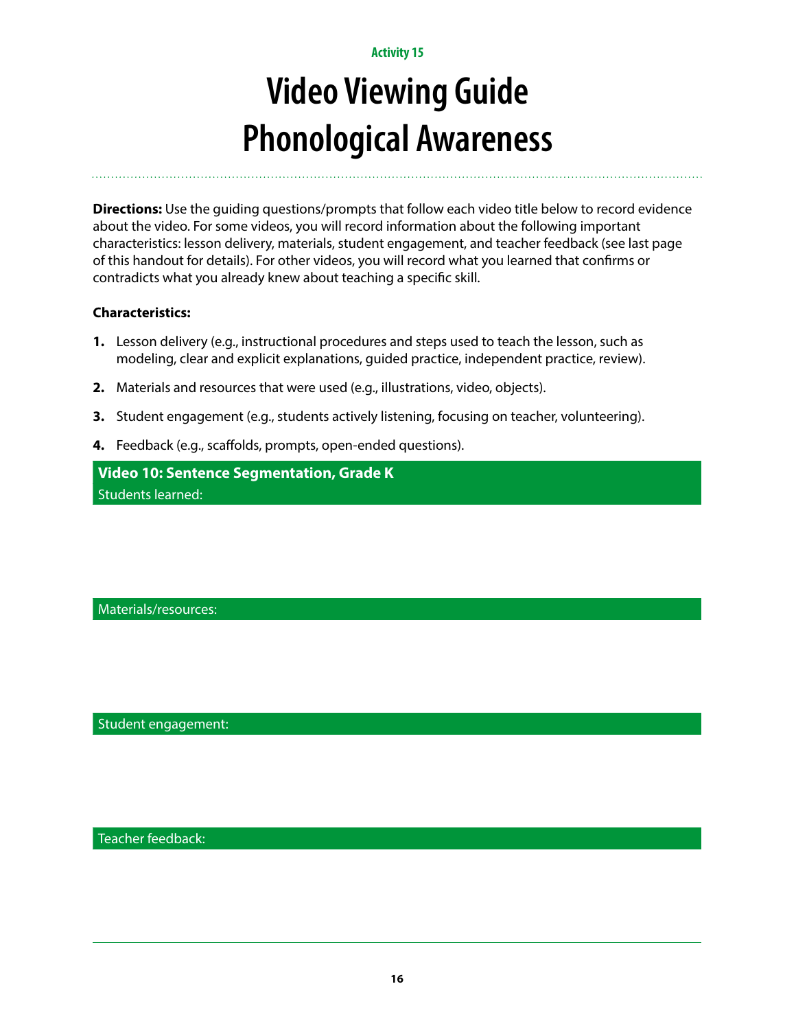Activity 15

# Video Viewing Guide
# Phonological Awareness

**Directions:** Use the guiding questions/prompts that follow each video title below to record evidence about the video. For some videos, you will record information about the following important characteristics: lesson delivery, materials, student engagement, and teacher feedback (see last page of this handout for details). For other videos, you will record what you learned that confirms or contradicts what you already knew about teaching a specific skill.

**Characteristics:**

1. Lesson delivery (e.g., instructional procedures and steps used to teach the lesson, such as modeling, clear and explicit explanations, guided practice, independent practice, review).
2. Materials and resources that were used (e.g., illustrations, video, objects).
3. Student engagement (e.g., students actively listening, focusing on teacher, volunteering).
4. Feedback (e.g., scaffolds, prompts, open-ended questions).

**Video 10: Sentence Segmentation, Grade K**

Students learned:

Materials/resources:

Student engagement:

Teacher feedback: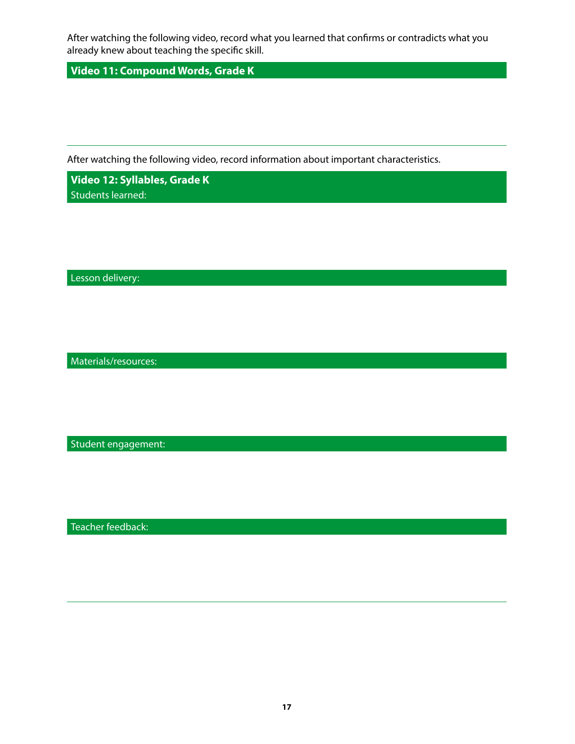After watching the following video, record what you learned that confirms or contradicts what you already knew about teaching the specific skill.

**Video 11: Compound Words, Grade K**

---

After watching the following video, record information about important characteristics.

**Video 12: Syllables, Grade K**

Students learned:

Lesson delivery:

Materials/resources:

Student engagement:

Teacher feedback:

---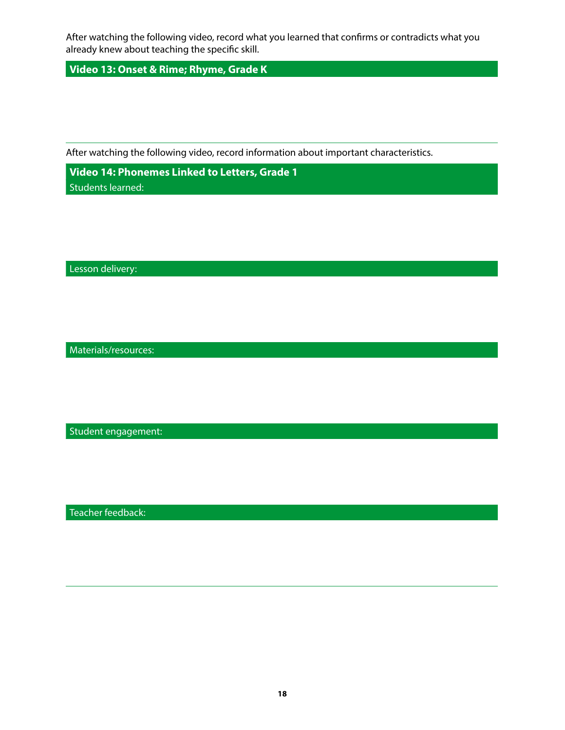After watching the following video, record what you learned that confirms or contradicts what you already knew about teaching the specific skill.

**Video 13: Onset & Rime; Rhyme, Grade K**

---

After watching the following video, record information about important characteristics.

**Video 14: Phonemes Linked to Letters, Grade 1**

Students learned:

Lesson delivery:

Materials/resources:

Student engagement:

Teacher feedback: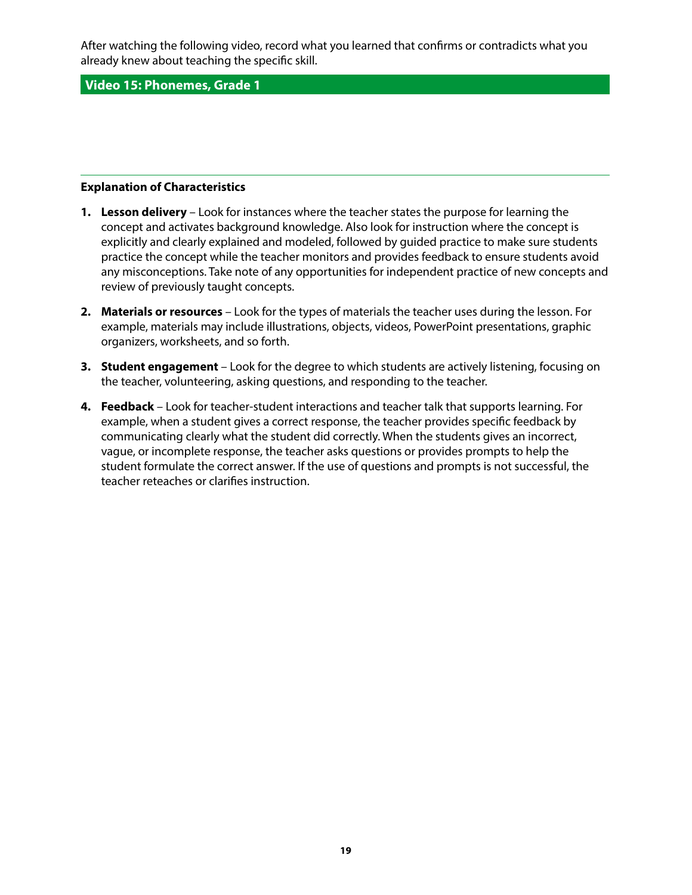After watching the following video, record what you learned that confirms or contradicts what you already knew about teaching the specific skill.

## Video 15: Phonemes, Grade 1

---

**Explanation of Characteristics**

1. **Lesson delivery** – Look for instances where the teacher states the purpose for learning the concept and activates background knowledge. Also look for instruction where the concept is explicitly and clearly explained and modeled, followed by guided practice to make sure students practice the concept while the teacher monitors and provides feedback to ensure students avoid any misconceptions. Take note of any opportunities for independent practice of new concepts and review of previously taught concepts.

2. **Materials or resources** – Look for the types of materials the teacher uses during the lesson. For example, materials may include illustrations, objects, videos, PowerPoint presentations, graphic organizers, worksheets, and so forth.

3. **Student engagement** – Look for the degree to which students are actively listening, focusing on the teacher, volunteering, asking questions, and responding to the teacher.

4. **Feedback** – Look for teacher-student interactions and teacher talk that supports learning. For example, when a student gives a correct response, the teacher provides specific feedback by communicating clearly what the student did correctly. When the students gives an incorrect, vague, or incomplete response, the teacher asks questions or provides prompts to help the student formulate the correct answer. If the use of questions and prompts is not successful, the teacher reteaches or clarifies instruction.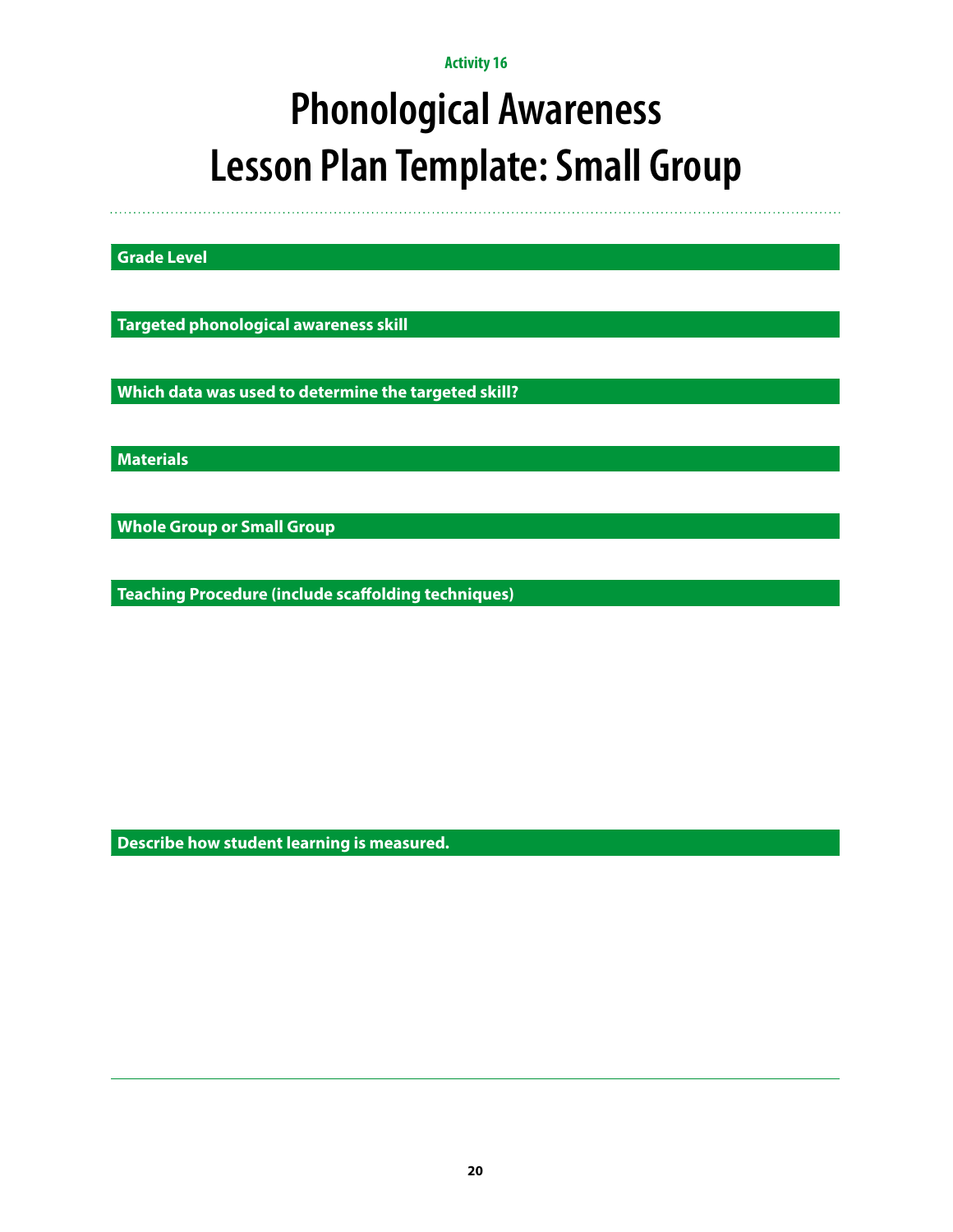Activity 16

# Phonological Awareness Lesson Plan Template: Small Group

**Grade Level**

**Targeted phonological awareness skill**

**Which data was used to determine the targeted skill?**

**Materials**

**Whole Group or Small Group**

**Teaching Procedure (include scaffolding techniques)**

**Describe how student learning is measured.**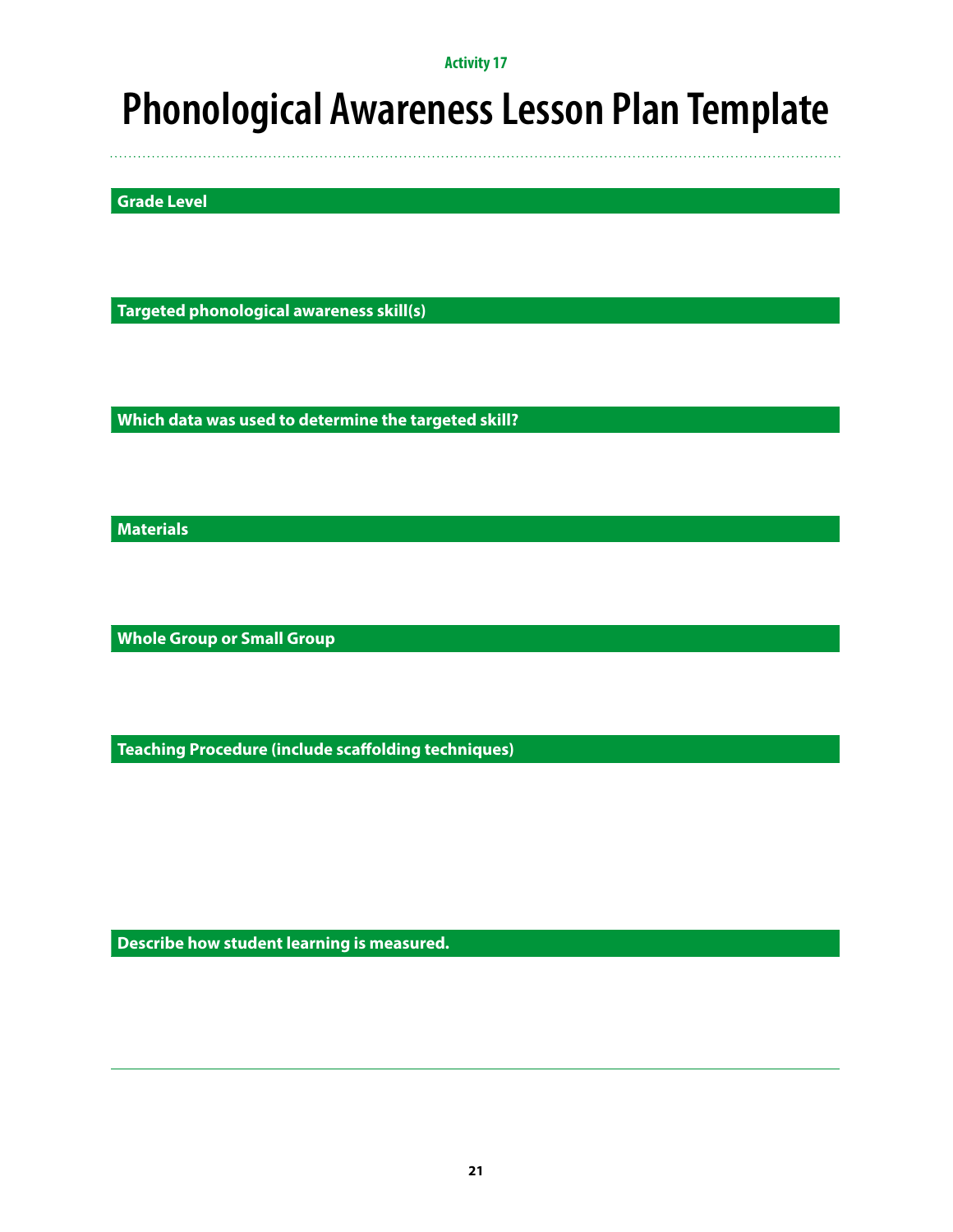Activity 17

# Phonological Awareness Lesson Plan Template

**Grade Level**

**Targeted phonological awareness skill(s)**

**Which data was used to determine the targeted skill?**

**Materials**

**Whole Group or Small Group**

**Teaching Procedure (include scaffolding techniques)**

**Describe how student learning is measured.**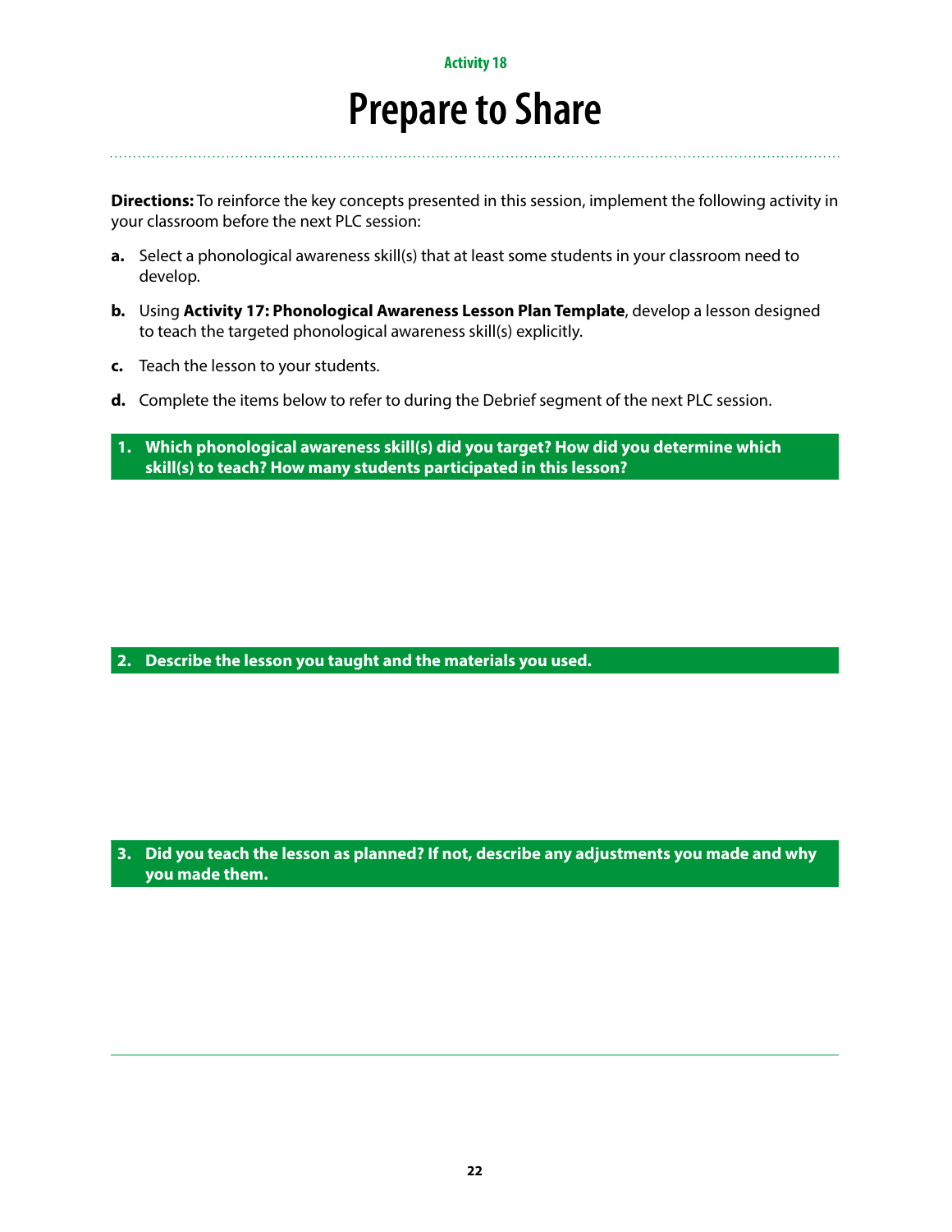Activity 18

# Prepare to Share

**Directions:** To reinforce the key concepts presented in this session, implement the following activity in your classroom before the next PLC session:

**a.** Select a phonological awareness skill(s) that at least some students in your classroom need to develop.

**b.** Using **Activity 17: Phonological Awareness Lesson Plan Template**, develop a lesson designed to teach the targeted phonological awareness skill(s) explicitly.

**c.** Teach the lesson to your students.

**d.** Complete the items below to refer to during the Debrief segment of the next PLC session.

**1. Which phonological awareness skill(s) did you target? How did you determine which skill(s) to teach? How many students participated in this lesson?**

**2. Describe the lesson you taught and the materials you used.**

**3. Did you teach the lesson as planned? If not, describe any adjustments you made and why you made them.**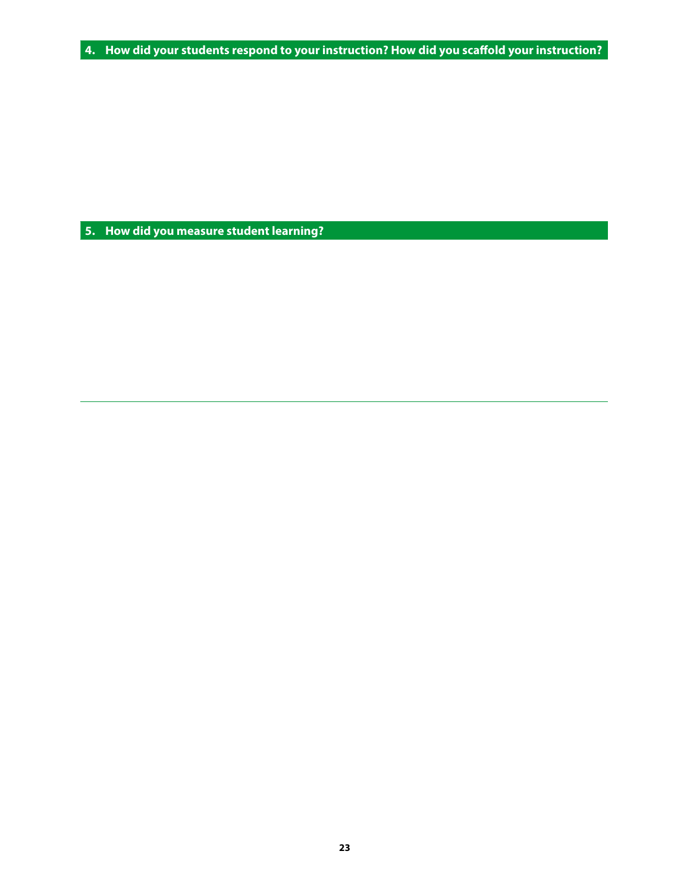## 4. How did your students respond to your instruction? How did you scaffold your instruction?

## 5. How did you measure student learning?

---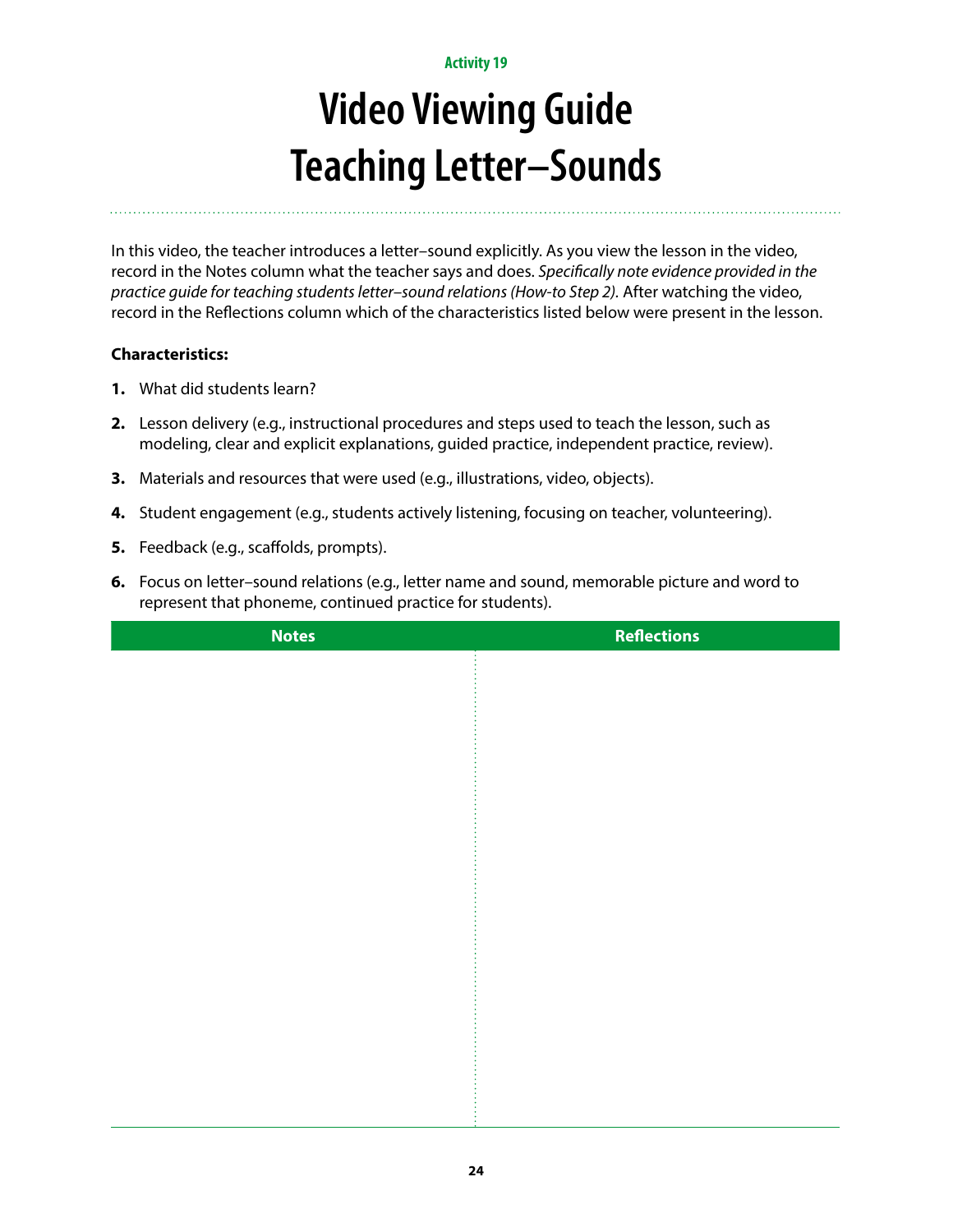Activity 19

# Video Viewing Guide
# Teaching Letter–Sounds

In this video, the teacher introduces a letter–sound explicitly. As you view the lesson in the video, record in the Notes column what the teacher says and does. *Specifically note evidence provided in the practice guide for teaching students letter–sound relations (How-to Step 2).* After watching the video, record in the Reflections column which of the characteristics listed below were present in the lesson.

**Characteristics:**

1. What did students learn?
2. Lesson delivery (e.g., instructional procedures and steps used to teach the lesson, such as modeling, clear and explicit explanations, guided practice, independent practice, review).
3. Materials and resources that were used (e.g., illustrations, video, objects).
4. Student engagement (e.g., students actively listening, focusing on teacher, volunteering).
5. Feedback (e.g., scaffolds, prompts).
6. Focus on letter–sound relations (e.g., letter name and sound, memorable picture and word to represent that phoneme, continued practice for students).

| Notes | Reflections |
| --- | --- |
| | |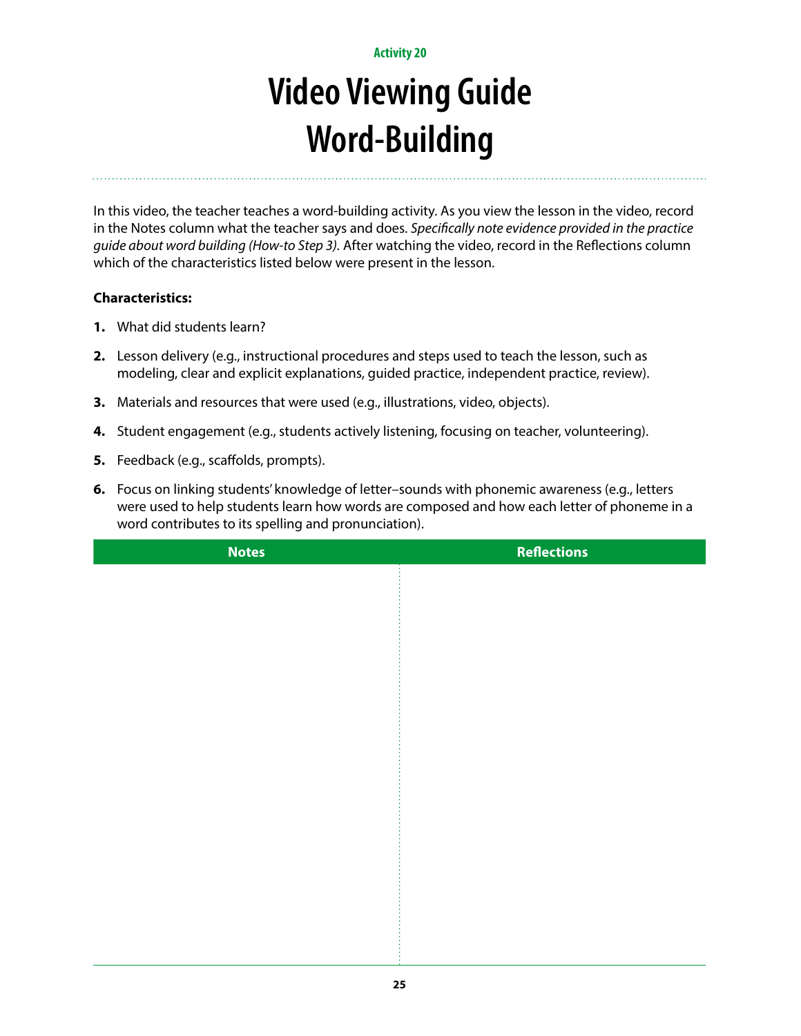Activity 20

# Video Viewing Guide
# Word-Building

In this video, the teacher teaches a word-building activity. As you view the lesson in the video, record in the Notes column what the teacher says and does. *Specifically note evidence provided in the practice guide about word building (How-to Step 3).* After watching the video, record in the Reflections column which of the characteristics listed below were present in the lesson.

**Characteristics:**

1. What did students learn?
2. Lesson delivery (e.g., instructional procedures and steps used to teach the lesson, such as modeling, clear and explicit explanations, guided practice, independent practice, review).
3. Materials and resources that were used (e.g., illustrations, video, objects).
4. Student engagement (e.g., students actively listening, focusing on teacher, volunteering).
5. Feedback (e.g., scaffolds, prompts).
6. Focus on linking students' knowledge of letter–sounds with phonemic awareness (e.g., letters were used to help students learn how words are composed and how each letter of phoneme in a word contributes to its spelling and pronunciation).

| Notes | Reflections |
| --- | --- |
| | |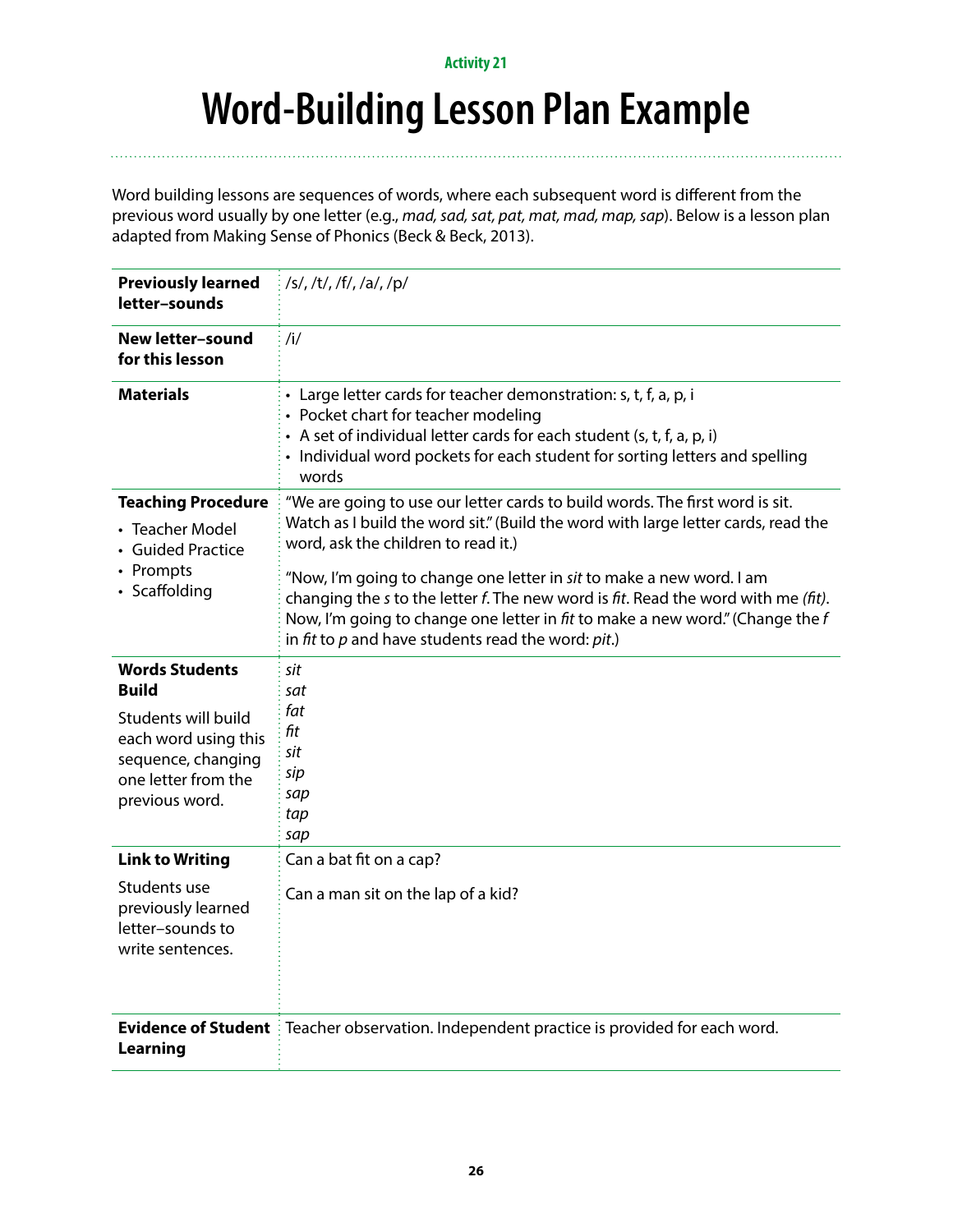Activity 21

# Word-Building Lesson Plan Example

Word building lessons are sequences of words, where each subsequent word is different from the previous word usually by one letter (e.g., *mad, sad, sat, pat, mat, mad, map, sap*). Below is a lesson plan adapted from Making Sense of Phonics (Beck & Beck, 2013).

| | |
|---|---|
| **Previously learned letter–sounds** | /s/, /t/, /f/, /a/, /p/ |
| **New letter–sound for this lesson** | /i/ |
| **Materials** | • Large letter cards for teacher demonstration: s, t, f, a, p, i<br>• Pocket chart for teacher modeling<br>• A set of individual letter cards for each student (s, t, f, a, p, i)<br>• Individual word pockets for each student for sorting letters and spelling words |
| **Teaching Procedure**<br>• Teacher Model<br>• Guided Practice<br>• Prompts<br>• Scaffolding | "We are going to use our letter cards to build words. The first word is sit. Watch as I build the word sit." (Build the word with large letter cards, read the word, ask the children to read it.)<br><br>"Now, I'm going to change one letter in *sit* to make a new word. I am changing the *s* to the letter *f*. The new word is *fit*. Read the word with me *(fit)*. Now, I'm going to change one letter in *fit* to make a new word." (Change the *f* in *fit* to *p* and have students read the word: *pit*.) |
| **Words Students Build**<br><br>Students will build each word using this sequence, changing one letter from the previous word. | *sit*<br>*sat*<br>*fat*<br>*fit*<br>*sit*<br>*sip*<br>*sap*<br>*tap*<br>*sap* |
| **Link to Writing**<br><br>Students use previously learned letter–sounds to write sentences. | Can a bat fit on a cap?<br><br>Can a man sit on the lap of a kid? |
| **Evidence of Student Learning** | Teacher observation. Independent practice is provided for each word. |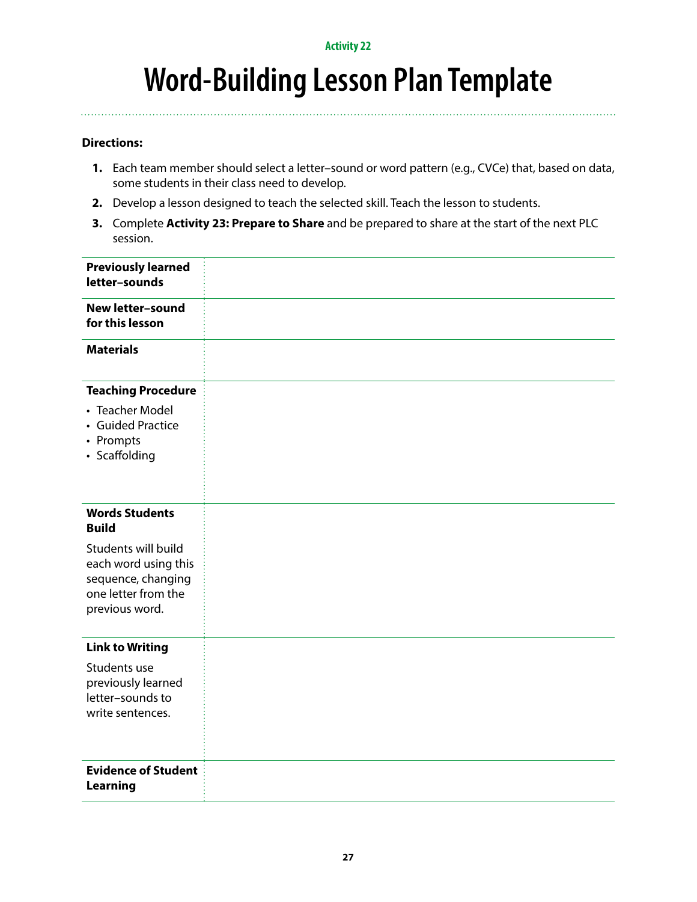Activity 22

# Word-Building Lesson Plan Template

**Directions:**

1. Each team member should select a letter–sound or word pattern (e.g., CVCe) that, based on data, some students in their class need to develop.
2. Develop a lesson designed to teach the selected skill. Teach the lesson to students.
3. Complete **Activity 23: Prepare to Share** and be prepared to share at the start of the next PLC session.

| | |
|---|---|
| **Previously learned letter–sounds** | |
| **New letter–sound for this lesson** | |
| **Materials** | |
| **Teaching Procedure**<br>• Teacher Model<br>• Guided Practice<br>• Prompts<br>• Scaffolding | |
| **Words Students Build**<br>Students will build each word using this sequence, changing one letter from the previous word. | |
| **Link to Writing**<br>Students use previously learned letter–sounds to write sentences. | |
| **Evidence of Student Learning** | |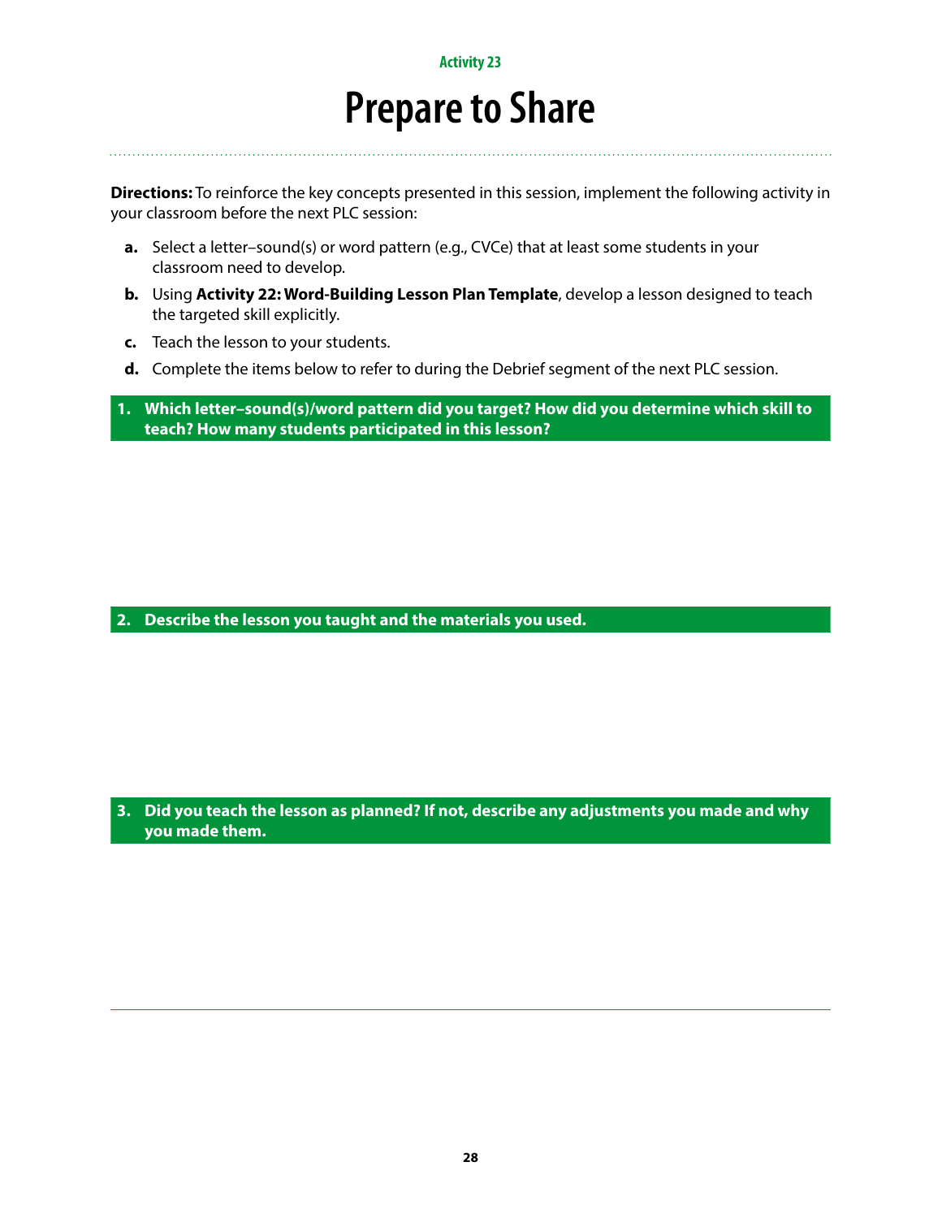Activity 23

# Prepare to Share

**Directions:** To reinforce the key concepts presented in this session, implement the following activity in your classroom before the next PLC session:

- **a.** Select a letter–sound(s) or word pattern (e.g., CVCe) that at least some students in your classroom need to develop.
- **b.** Using **Activity 22: Word-Building Lesson Plan Template**, develop a lesson designed to teach the targeted skill explicitly.
- **c.** Teach the lesson to your students.
- **d.** Complete the items below to refer to during the Debrief segment of the next PLC session.

**1. Which letter–sound(s)/word pattern did you target? How did you determine which skill to teach? How many students participated in this lesson?**

**2. Describe the lesson you taught and the materials you used.**

**3. Did you teach the lesson as planned? If not, describe any adjustments you made and why you made them.**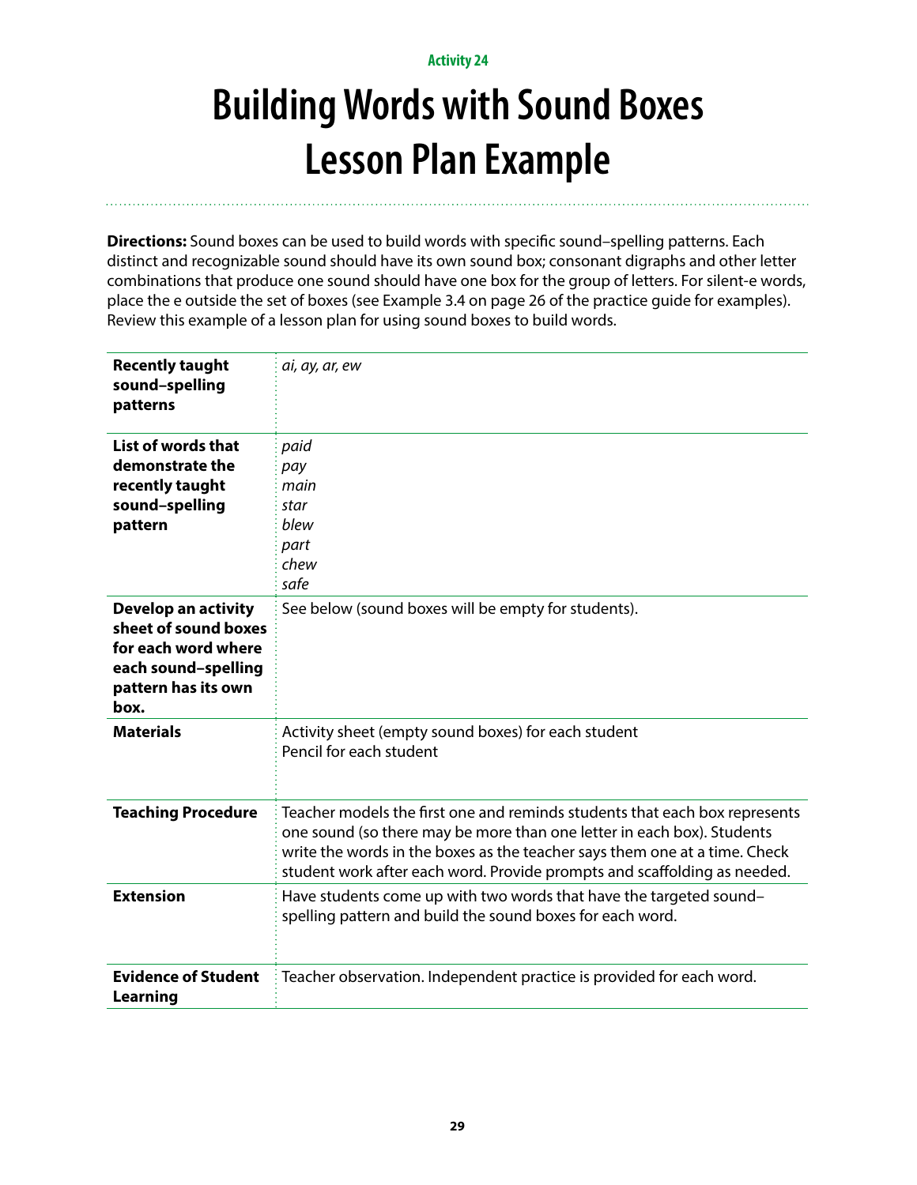Activity 24

# Building Words with Sound Boxes Lesson Plan Example

**Directions:** Sound boxes can be used to build words with specific sound–spelling patterns. Each distinct and recognizable sound should have its own sound box; consonant digraphs and other letter combinations that produce one sound should have one box for the group of letters. For silent-e words, place the e outside the set of boxes (see Example 3.4 on page 26 of the practice guide for examples). Review this example of a lesson plan for using sound boxes to build words.

| | |
|---|---|
| **Recently taught sound–spelling patterns** | *ai, ay, ar, ew* |
| **List of words that demonstrate the recently taught sound–spelling pattern** | *paid*<br>*pay*<br>*main*<br>*star*<br>*blew*<br>*part*<br>*chew*<br>*safe* |
| **Develop an activity sheet of sound boxes for each word where each sound–spelling pattern has its own box.** | See below (sound boxes will be empty for students). |
| **Materials** | Activity sheet (empty sound boxes) for each student<br>Pencil for each student |
| **Teaching Procedure** | Teacher models the first one and reminds students that each box represents one sound (so there may be more than one letter in each box). Students write the words in the boxes as the teacher says them one at a time. Check student work after each word. Provide prompts and scaffolding as needed. |
| **Extension** | Have students come up with two words that have the targeted sound–spelling pattern and build the sound boxes for each word. |
| **Evidence of Student Learning** | Teacher observation. Independent practice is provided for each word. |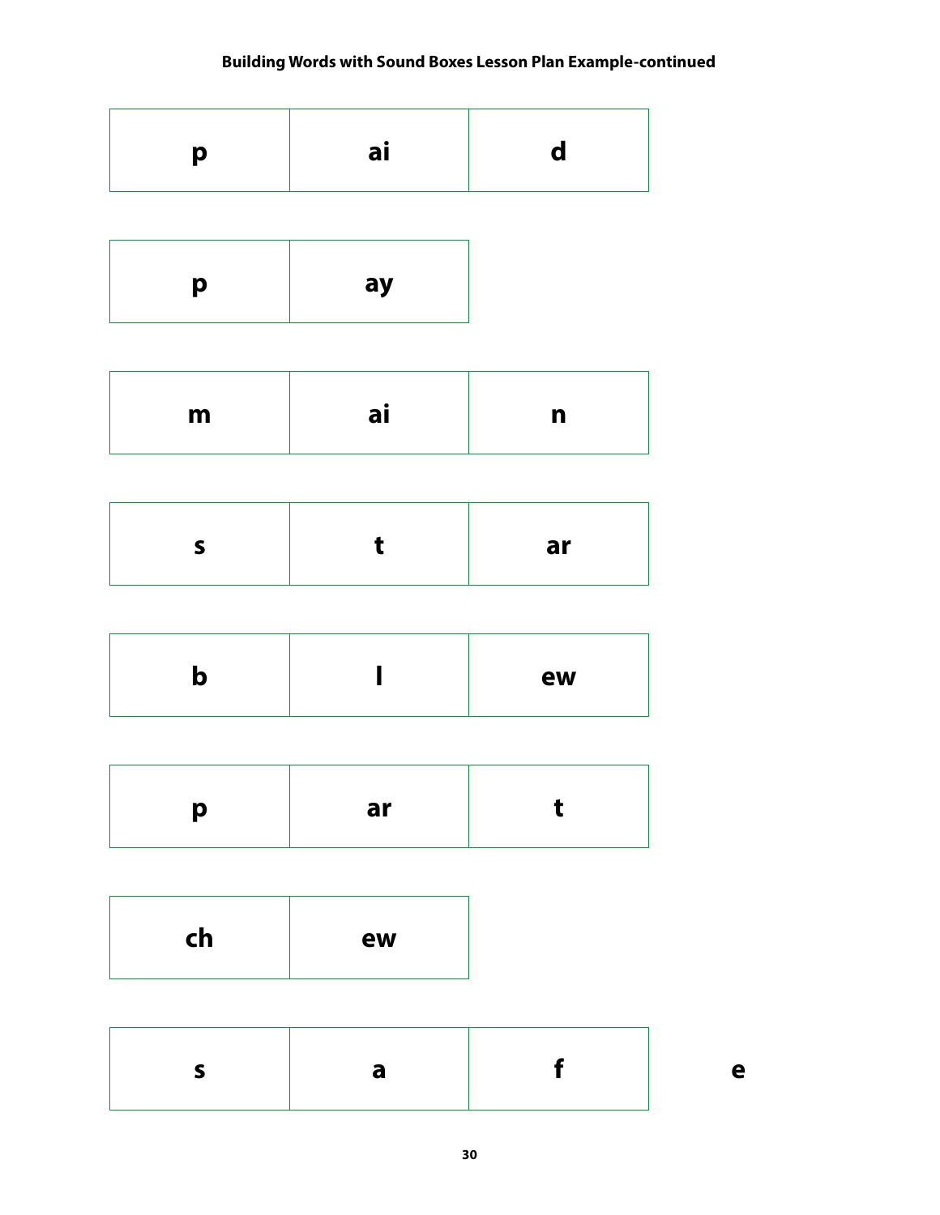**Building Words with Sound Boxes Lesson Plan Example-continued**

| p | ai | d |
|---|---|---|

| p | ay |
|---|---|

| m | ai | n |
|---|---|---|

| s | t | ar |
|---|---|---|

| b | l | ew |
|---|---|---|

| p | ar | t |
|---|---|---|

| ch | ew |
|---|---|

| s | a | f |
|---|---|---|

e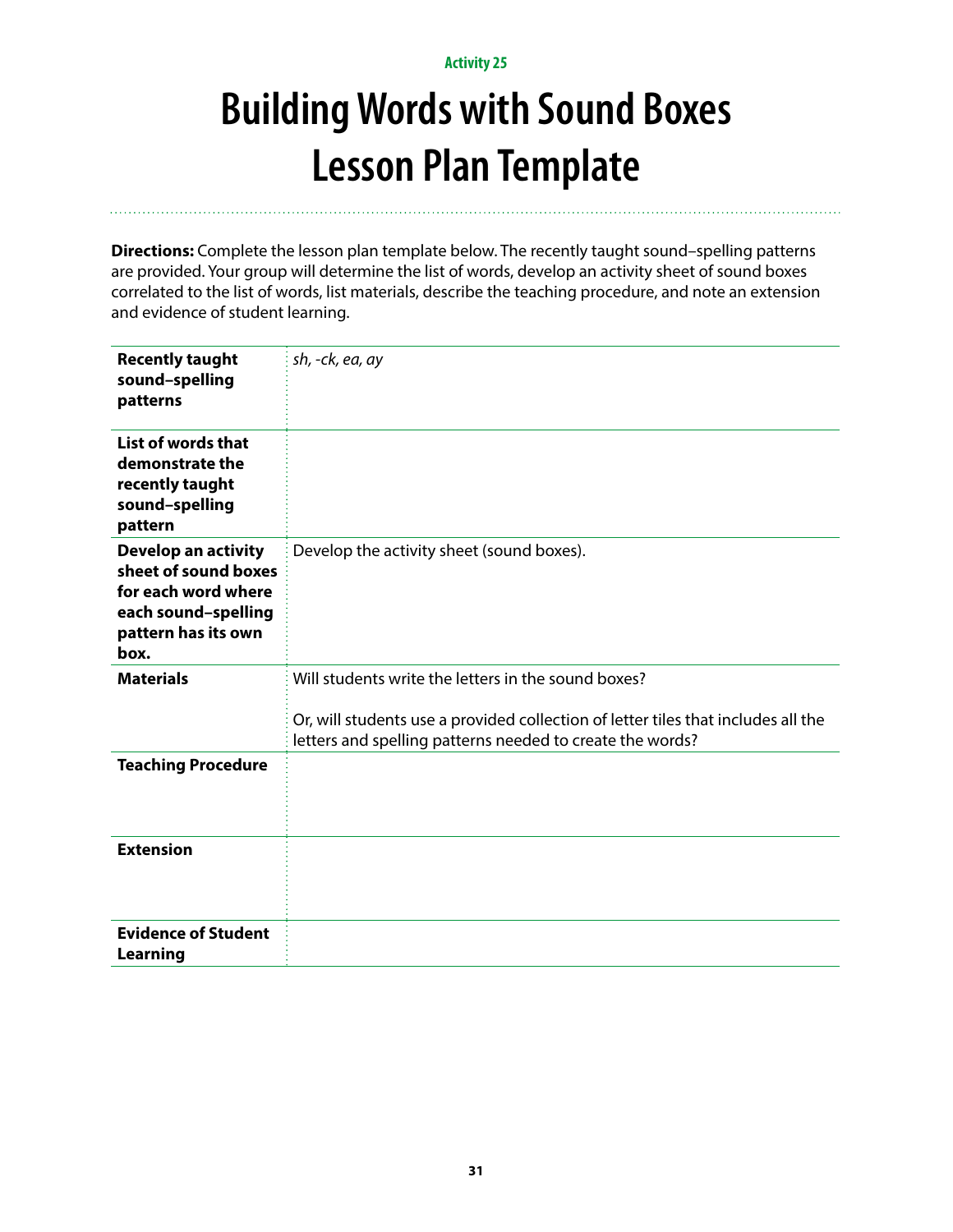Activity 25

# Building Words with Sound Boxes Lesson Plan Template

**Directions:** Complete the lesson plan template below. The recently taught sound–spelling patterns are provided. Your group will determine the list of words, develop an activity sheet of sound boxes correlated to the list of words, list materials, describe the teaching procedure, and note an extension and evidence of student learning.

| | |
|---|---|
| **Recently taught sound–spelling patterns** | *sh, -ck, ea, ay* |
| **List of words that demonstrate the recently taught sound–spelling pattern** | |
| **Develop an activity sheet of sound boxes for each word where each sound–spelling pattern has its own box.** | Develop the activity sheet (sound boxes). |
| **Materials** | Will students write the letters in the sound boxes?<br><br>Or, will students use a provided collection of letter tiles that includes all the letters and spelling patterns needed to create the words? |
| **Teaching Procedure** | |
| **Extension** | |
| **Evidence of Student Learning** | |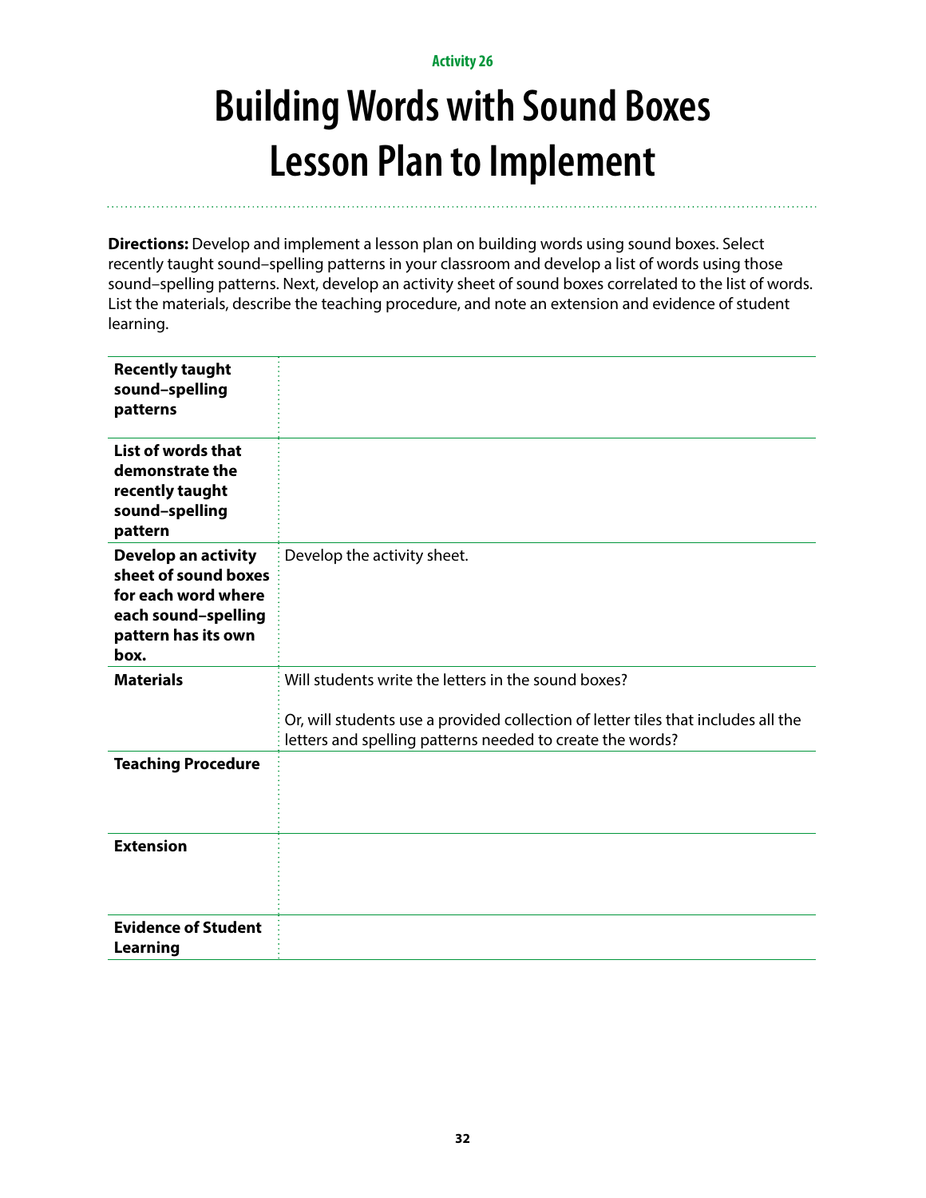Activity 26

# Building Words with Sound Boxes Lesson Plan to Implement

**Directions:** Develop and implement a lesson plan on building words using sound boxes. Select recently taught sound–spelling patterns in your classroom and develop a list of words using those sound–spelling patterns. Next, develop an activity sheet of sound boxes correlated to the list of words. List the materials, describe the teaching procedure, and note an extension and evidence of student learning.

| | |
|---|---|
| **Recently taught sound–spelling patterns** | |
| **List of words that demonstrate the recently taught sound–spelling pattern** | |
| **Develop an activity sheet of sound boxes for each word where each sound–spelling pattern has its own box.** | Develop the activity sheet. |
| **Materials** | Will students write the letters in the sound boxes?<br><br>Or, will students use a provided collection of letter tiles that includes all the letters and spelling patterns needed to create the words? |
| **Teaching Procedure** | |
| **Extension** | |
| **Evidence of Student Learning** | |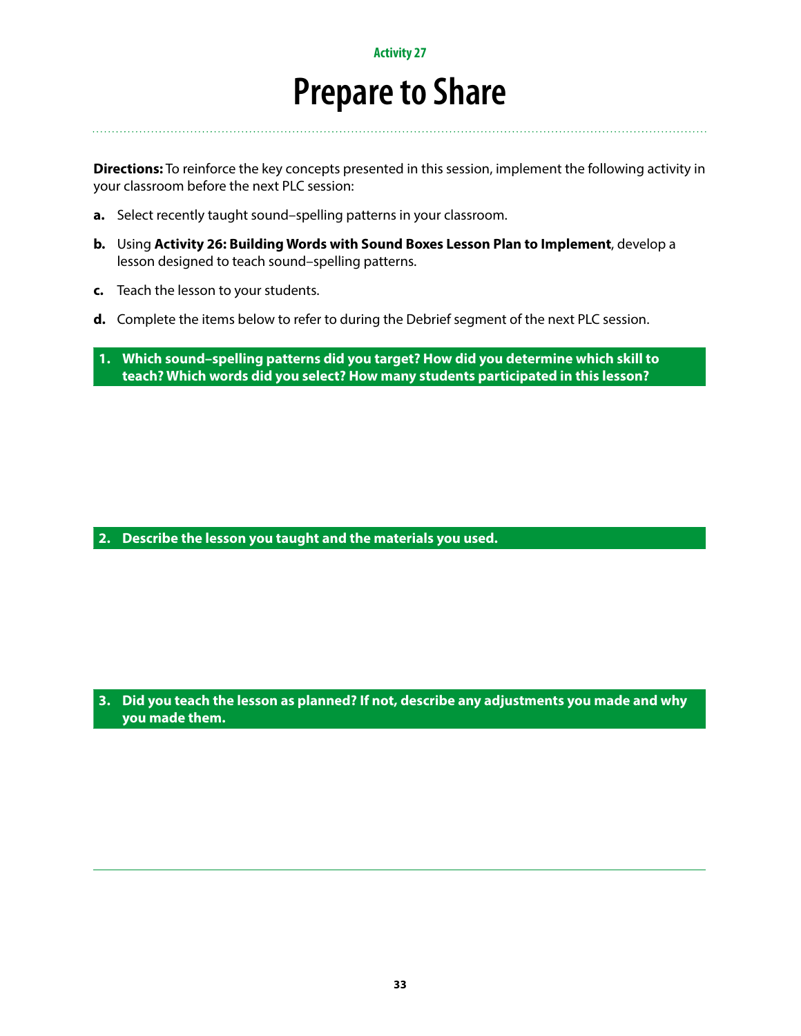Activity 27

# Prepare to Share

**Directions:** To reinforce the key concepts presented in this session, implement the following activity in your classroom before the next PLC session:

**a.** Select recently taught sound–spelling patterns in your classroom.

**b.** Using **Activity 26: Building Words with Sound Boxes Lesson Plan to Implement**, develop a lesson designed to teach sound–spelling patterns.

**c.** Teach the lesson to your students.

**d.** Complete the items below to refer to during the Debrief segment of the next PLC session.

**1. Which sound–spelling patterns did you target? How did you determine which skill to teach? Which words did you select? How many students participated in this lesson?**

**2. Describe the lesson you taught and the materials you used.**

**3. Did you teach the lesson as planned? If not, describe any adjustments you made and why you made them.**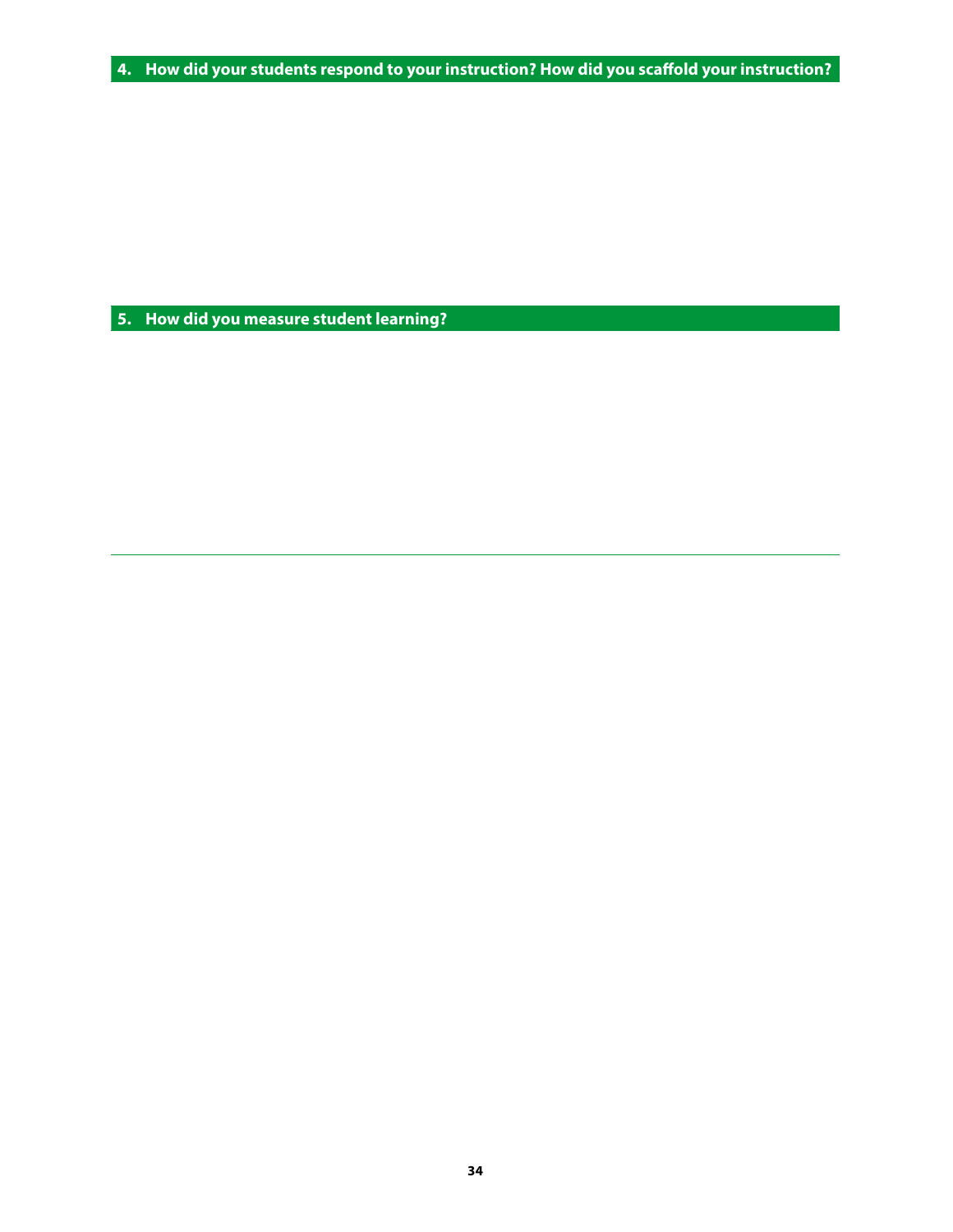### 4. How did your students respond to your instruction? How did you scaffold your instruction?

### 5. How did you measure student learning?

---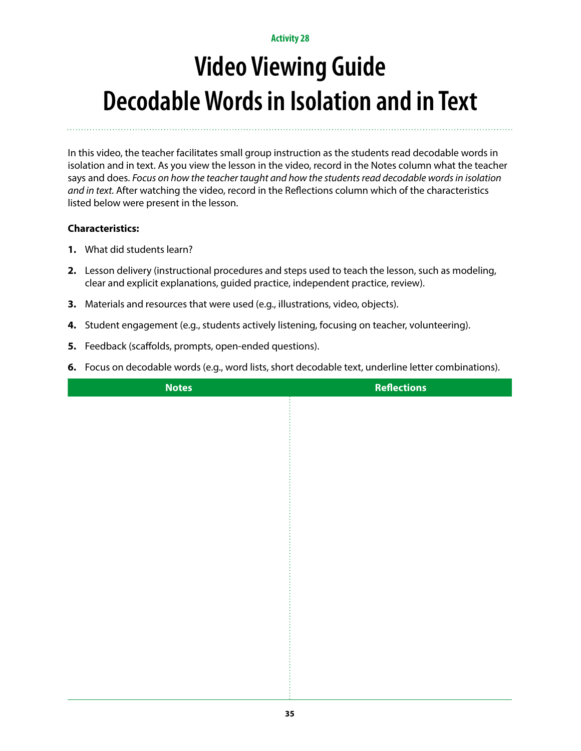Activity 28

# Video Viewing Guide
# Decodable Words in Isolation and in Text

In this video, the teacher facilitates small group instruction as the students read decodable words in isolation and in text. As you view the lesson in the video, record in the Notes column what the teacher says and does. *Focus on how the teacher taught and how the students read decodable words in isolation and in text.* After watching the video, record in the Reflections column which of the characteristics listed below were present in the lesson.

**Characteristics:**

1. What did students learn?
2. Lesson delivery (instructional procedures and steps used to teach the lesson, such as modeling, clear and explicit explanations, guided practice, independent practice, review).
3. Materials and resources that were used (e.g., illustrations, video, objects).
4. Student engagement (e.g., students actively listening, focusing on teacher, volunteering).
5. Feedback (scaffolds, prompts, open-ended questions).
6. Focus on decodable words (e.g., word lists, short decodable text, underline letter combinations).

| Notes | Reflections |
| --- | --- |
| | |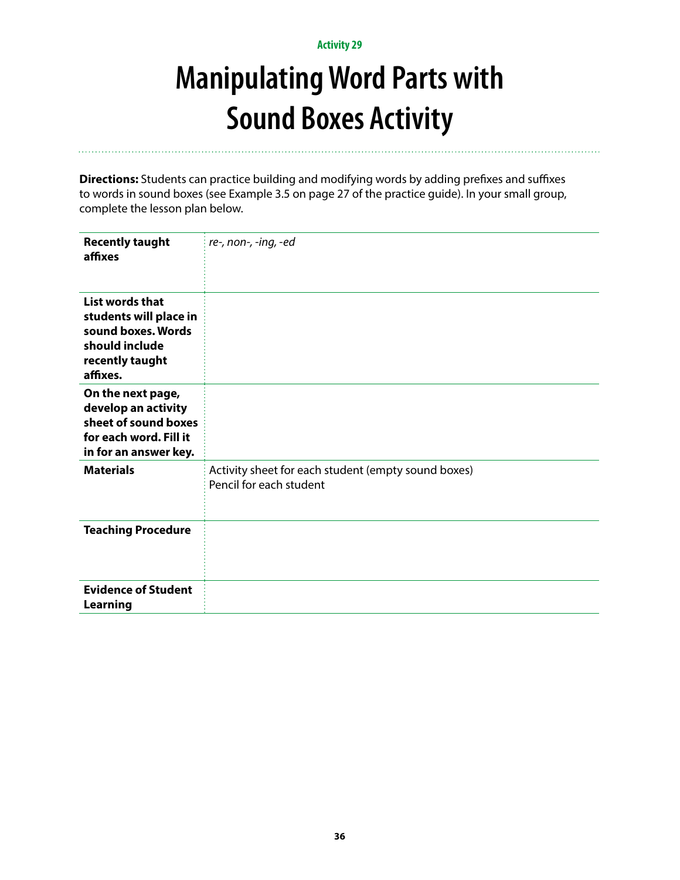Activity 29

# Manipulating Word Parts with Sound Boxes Activity

**Directions:** Students can practice building and modifying words by adding prefixes and suffixes to words in sound boxes (see Example 3.5 on page 27 of the practice guide). In your small group, complete the lesson plan below.

| | |
|---|---|
| **Recently taught affixes** | *re-, non-, -ing, -ed* |
| **List words that students will place in sound boxes. Words should include recently taught affixes.** | |
| **On the next page, develop an activity sheet of sound boxes for each word. Fill it in for an answer key.** | |
| **Materials** | Activity sheet for each student (empty sound boxes)<br>Pencil for each student |
| **Teaching Procedure** | |
| **Evidence of Student Learning** | |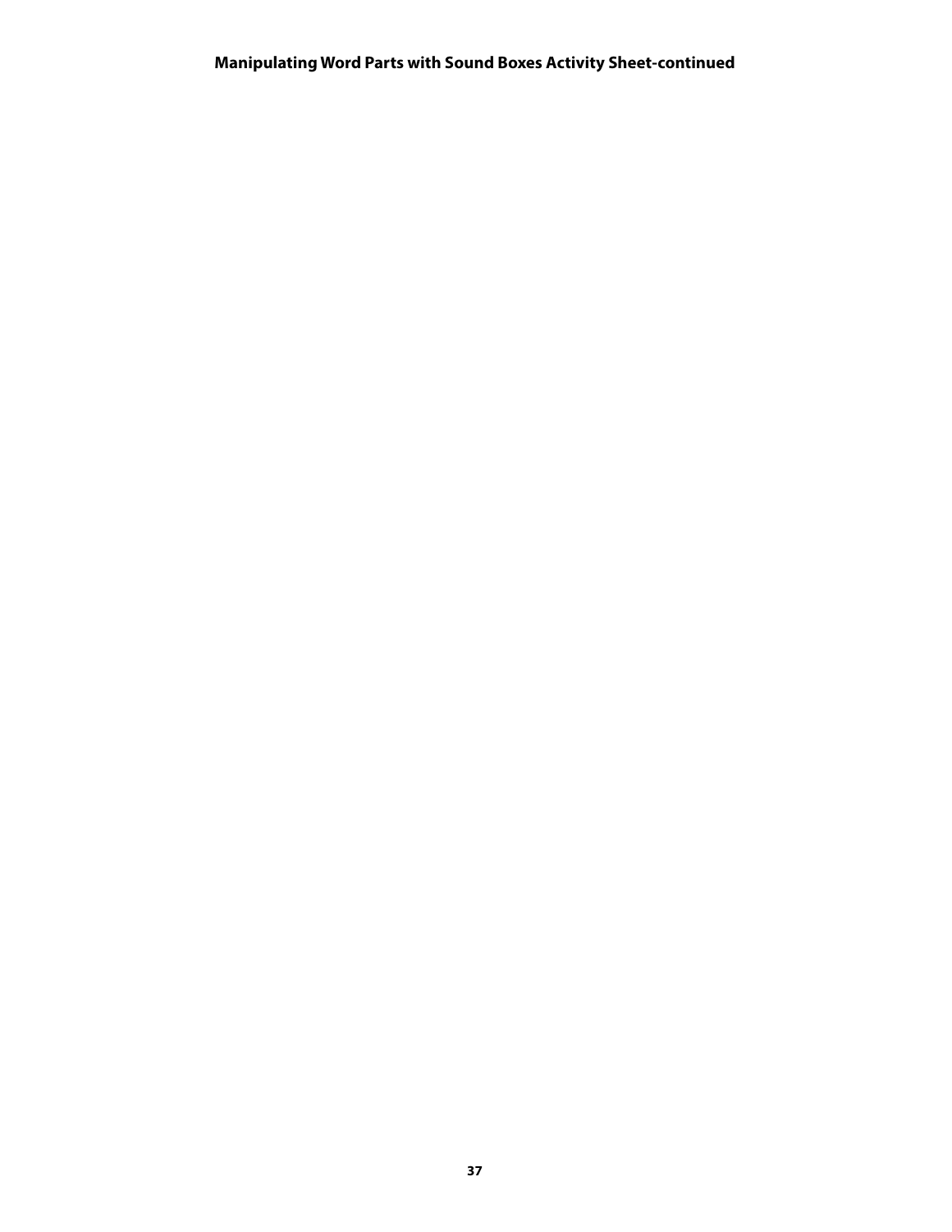**Manipulating Word Parts with Sound Boxes Activity Sheet-continued**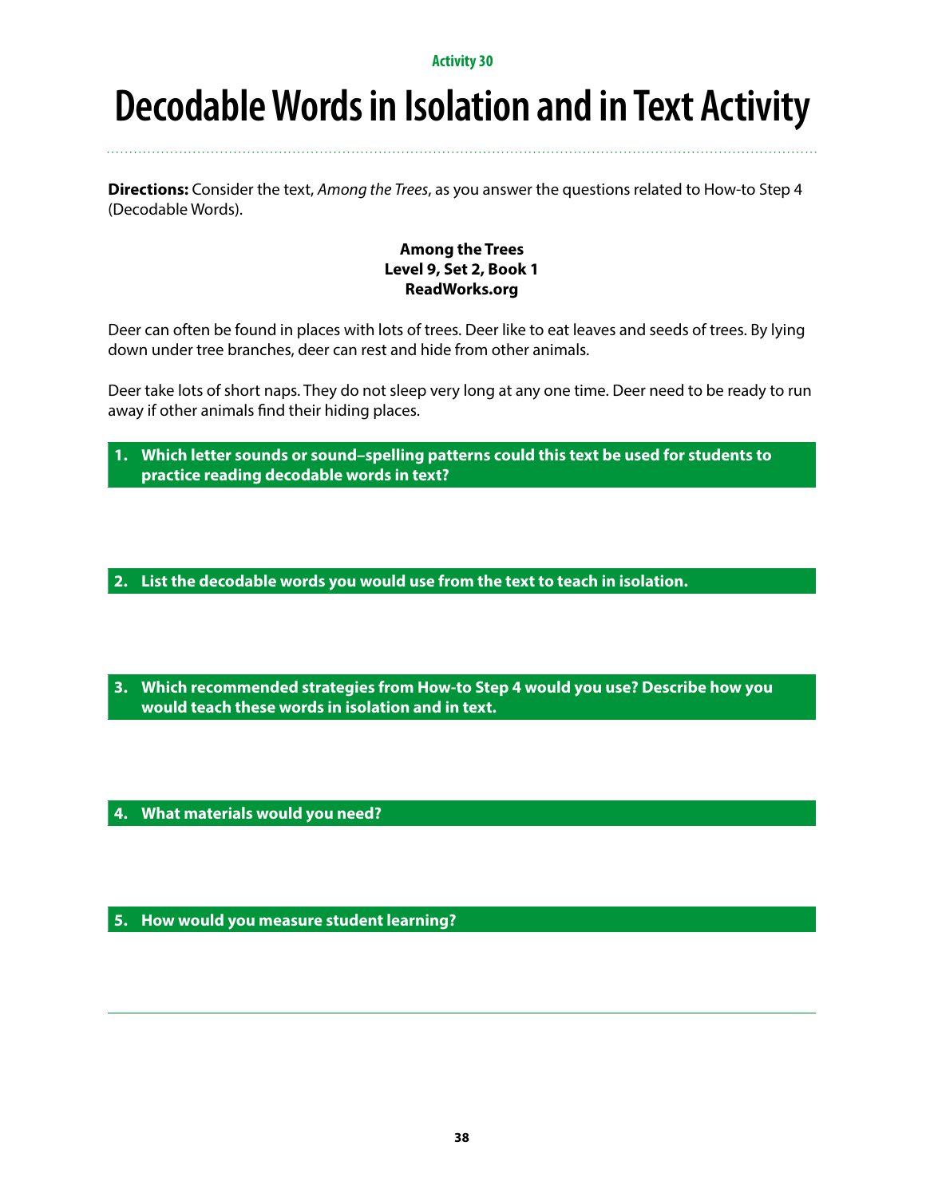Activity 30

# Decodable Words in Isolation and in Text Activity

**Directions:** Consider the text, *Among the Trees*, as you answer the questions related to How-to Step 4 (Decodable Words).

**Among the Trees**
**Level 9, Set 2, Book 1**
**ReadWorks.org**

Deer can often be found in places with lots of trees. Deer like to eat leaves and seeds of trees. By lying down under tree branches, deer can rest and hide from other animals.

Deer take lots of short naps. They do not sleep very long at any one time. Deer need to be ready to run away if other animals find their hiding places.

**1. Which letter sounds or sound–spelling patterns could this text be used for students to practice reading decodable words in text?**

**2. List the decodable words you would use from the text to teach in isolation.**

**3. Which recommended strategies from How-to Step 4 would you use? Describe how you would teach these words in isolation and in text.**

**4. What materials would you need?**

**5. How would you measure student learning?**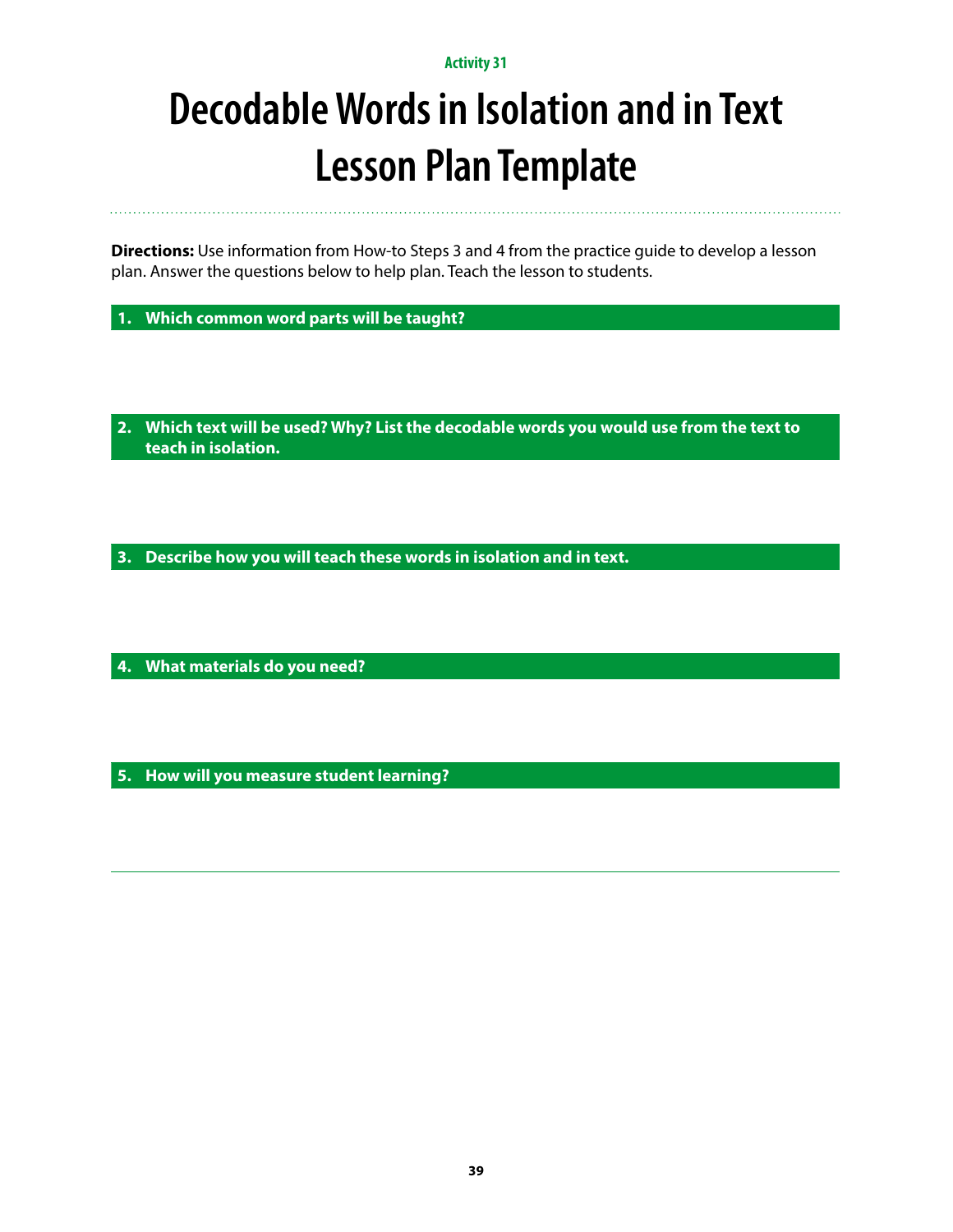Activity 31

# Decodable Words in Isolation and in Text Lesson Plan Template

**Directions:** Use information from How-to Steps 3 and 4 from the practice guide to develop a lesson plan. Answer the questions below to help plan. Teach the lesson to students.

**1. Which common word parts will be taught?**

**2. Which text will be used? Why? List the decodable words you would use from the text to teach in isolation.**

**3. Describe how you will teach these words in isolation and in text.**

**4. What materials do you need?**

**5. How will you measure student learning?**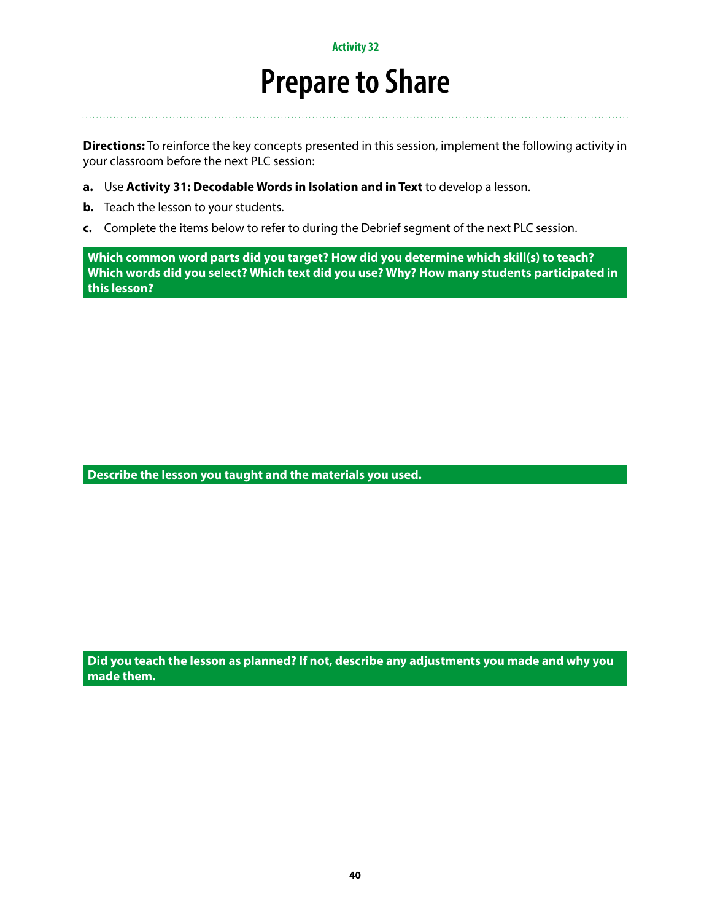Activity 32

# Prepare to Share

**Directions:** To reinforce the key concepts presented in this session, implement the following activity in your classroom before the next PLC session:

**a.** Use **Activity 31: Decodable Words in Isolation and in Text** to develop a lesson.

**b.** Teach the lesson to your students.

**c.** Complete the items below to refer to during the Debrief segment of the next PLC session.

**Which common word parts did you target? How did you determine which skill(s) to teach? Which words did you select? Which text did you use? Why? How many students participated in this lesson?**

**Describe the lesson you taught and the materials you used.**

**Did you teach the lesson as planned? If not, describe any adjustments you made and why you made them.**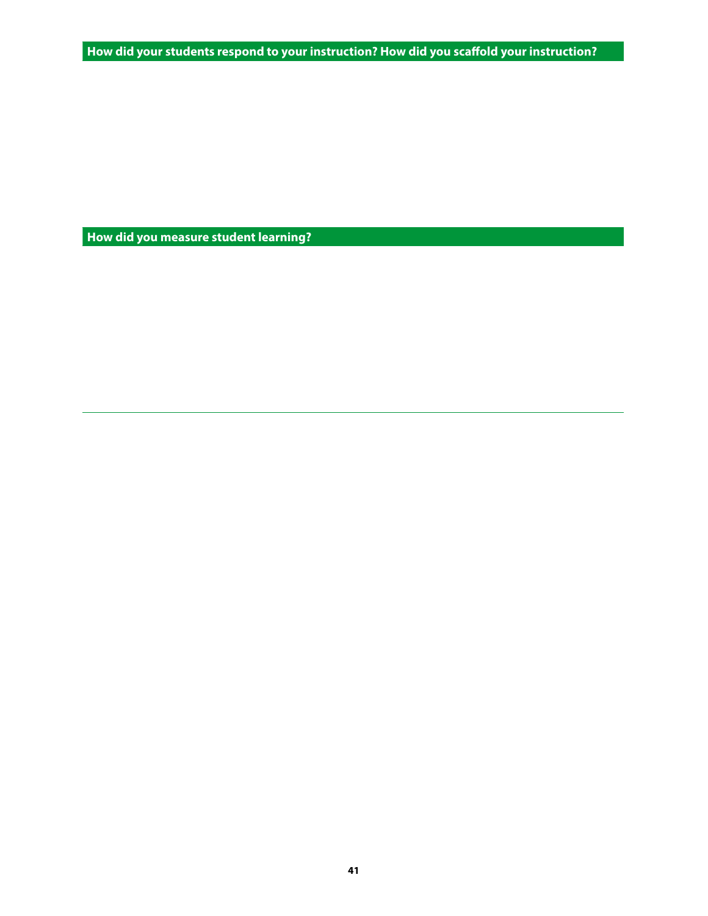**How did your students respond to your instruction? How did you scaffold your instruction?**

**How did you measure student learning?**

---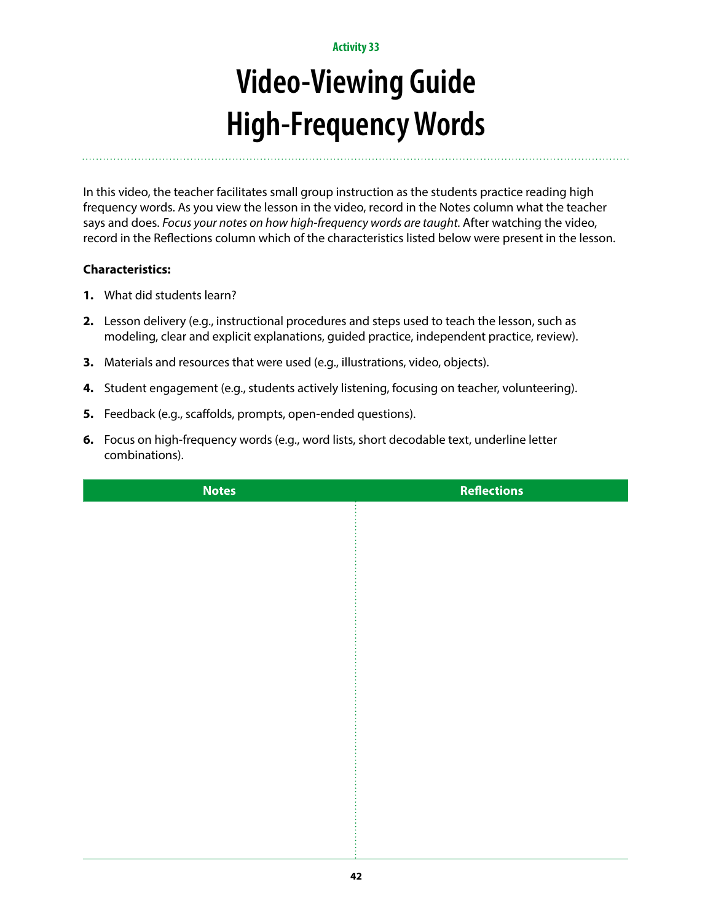Activity 33

# Video-Viewing Guide High-Frequency Words

In this video, the teacher facilitates small group instruction as the students practice reading high frequency words. As you view the lesson in the video, record in the Notes column what the teacher says and does. *Focus your notes on how high-frequency words are taught.* After watching the video, record in the Reflections column which of the characteristics listed below were present in the lesson.

**Characteristics:**

1. What did students learn?
2. Lesson delivery (e.g., instructional procedures and steps used to teach the lesson, such as modeling, clear and explicit explanations, guided practice, independent practice, review).
3. Materials and resources that were used (e.g., illustrations, video, objects).
4. Student engagement (e.g., students actively listening, focusing on teacher, volunteering).
5. Feedback (e.g., scaffolds, prompts, open-ended questions).
6. Focus on high-frequency words (e.g., word lists, short decodable text, underline letter combinations).

| Notes | Reflections |
|---|---|
| | |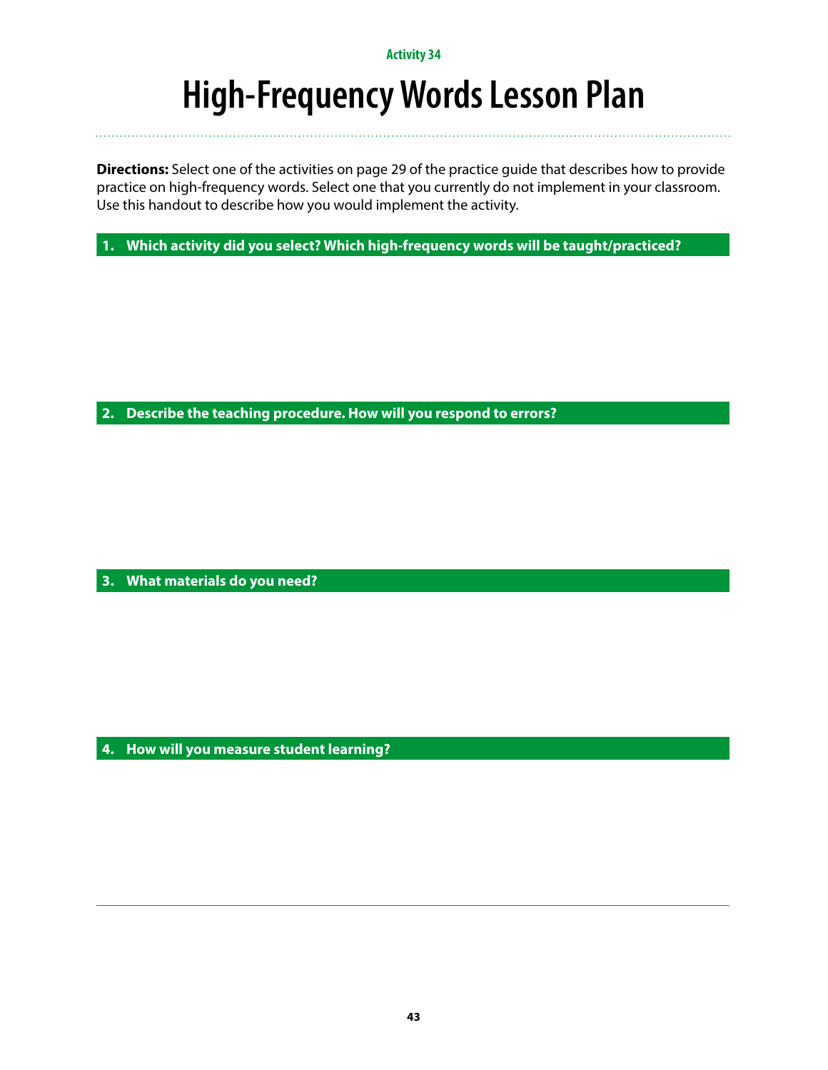Activity 34

# High-Frequency Words Lesson Plan

**Directions:** Select one of the activities on page 29 of the practice guide that describes how to provide practice on high-frequency words. Select one that you currently do not implement in your classroom. Use this handout to describe how you would implement the activity.

### 1. Which activity did you select? Which high-frequency words will be taught/practiced?

### 2. Describe the teaching procedure. How will you respond to errors?

### 3. What materials do you need?

### 4. How will you measure student learning?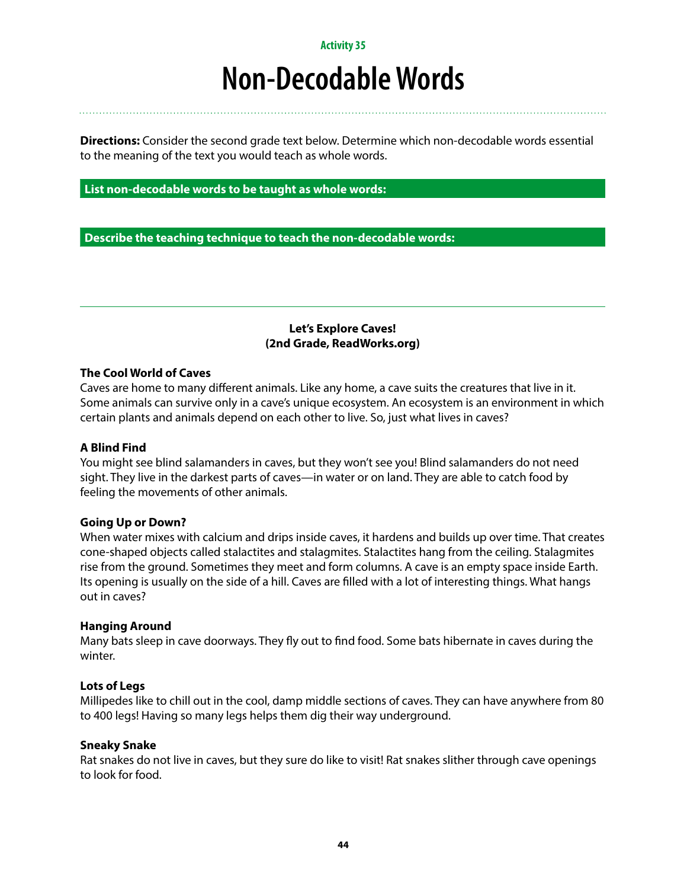Activity 35

# Non-Decodable Words

**Directions:** Consider the second grade text below. Determine which non-decodable words essential to the meaning of the text you would teach as whole words.

**List non-decodable words to be taught as whole words:**

**Describe the teaching technique to teach the non-decodable words:**

---

**Let's Explore Caves!**
**(2nd Grade, ReadWorks.org)**

**The Cool World of Caves**

Caves are home to many different animals. Like any home, a cave suits the creatures that live in it. Some animals can survive only in a cave's unique ecosystem. An ecosystem is an environment in which certain plants and animals depend on each other to live. So, just what lives in caves?

**A Blind Find**

You might see blind salamanders in caves, but they won't see you! Blind salamanders do not need sight. They live in the darkest parts of caves—in water or on land. They are able to catch food by feeling the movements of other animals.

**Going Up or Down?**

When water mixes with calcium and drips inside caves, it hardens and builds up over time. That creates cone-shaped objects called stalactites and stalagmites. Stalactites hang from the ceiling. Stalagmites rise from the ground. Sometimes they meet and form columns. A cave is an empty space inside Earth. Its opening is usually on the side of a hill. Caves are filled with a lot of interesting things. What hangs out in caves?

**Hanging Around**

Many bats sleep in cave doorways. They fly out to find food. Some bats hibernate in caves during the winter.

**Lots of Legs**

Millipedes like to chill out in the cool, damp middle sections of caves. They can have anywhere from 80 to 400 legs! Having so many legs helps them dig their way underground.

**Sneaky Snake**

Rat snakes do not live in caves, but they sure do like to visit! Rat snakes slither through cave openings to look for food.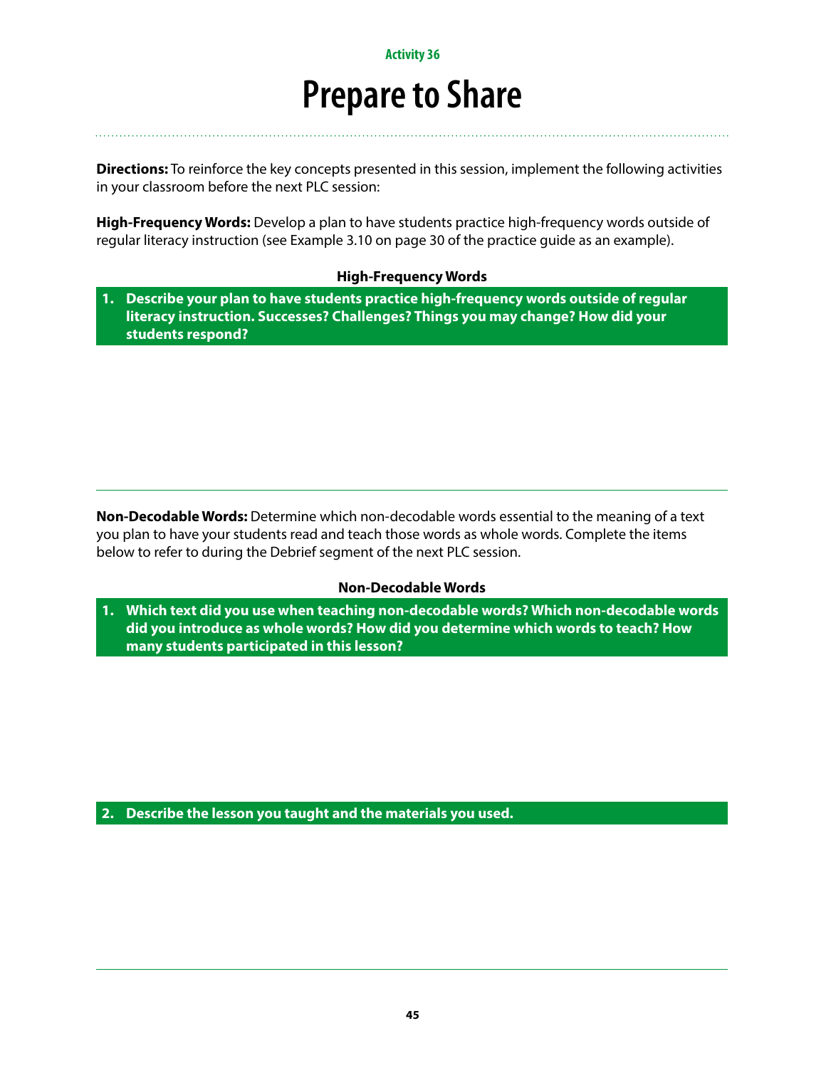Activity 36

# Prepare to Share

**Directions:** To reinforce the key concepts presented in this session, implement the following activities in your classroom before the next PLC session:

**High-Frequency Words:** Develop a plan to have students practice high-frequency words outside of regular literacy instruction (see Example 3.10 on page 30 of the practice guide as an example).

### High-Frequency Words

**1. Describe your plan to have students practice high-frequency words outside of regular literacy instruction. Successes? Challenges? Things you may change? How did your students respond?**

**Non-Decodable Words:** Determine which non-decodable words essential to the meaning of a text you plan to have your students read and teach those words as whole words. Complete the items below to refer to during the Debrief segment of the next PLC session.

### Non-Decodable Words

**1. Which text did you use when teaching non-decodable words? Which non-decodable words did you introduce as whole words? How did you determine which words to teach? How many students participated in this lesson?**

**2. Describe the lesson you taught and the materials you used.**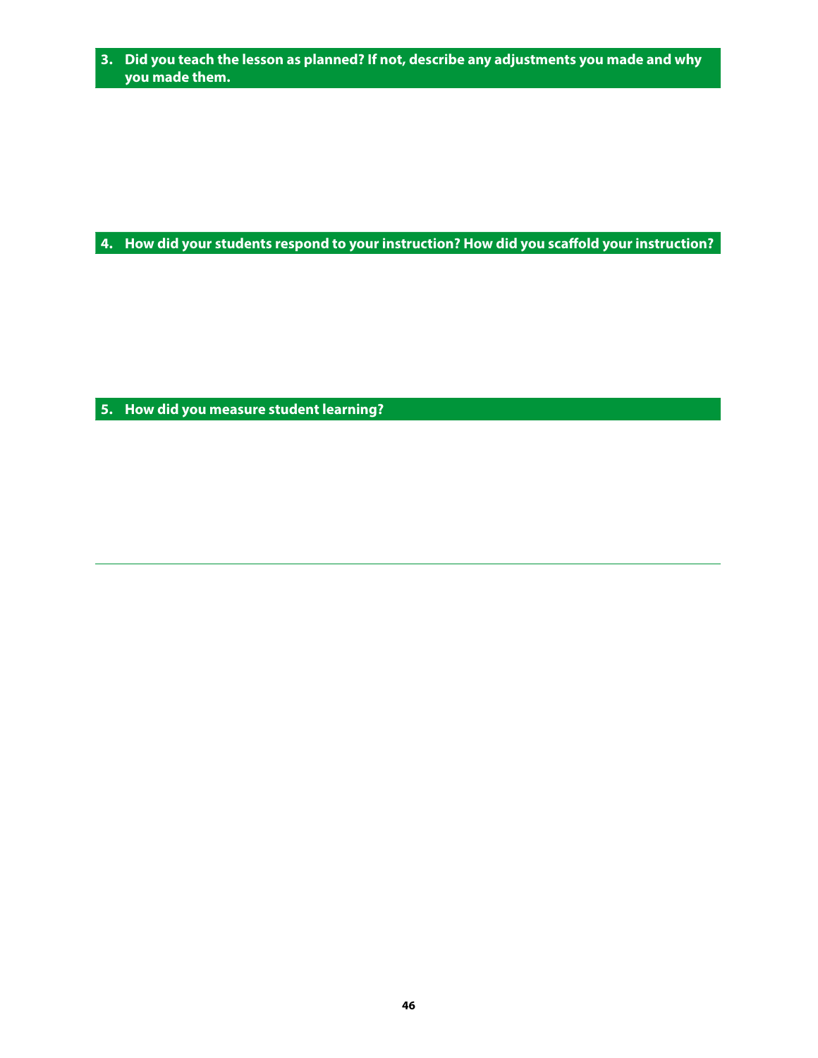**3. Did you teach the lesson as planned? If not, describe any adjustments you made and why you made them.**

**4. How did your students respond to your instruction? How did you scaffold your instruction?**

**5. How did you measure student learning?**

---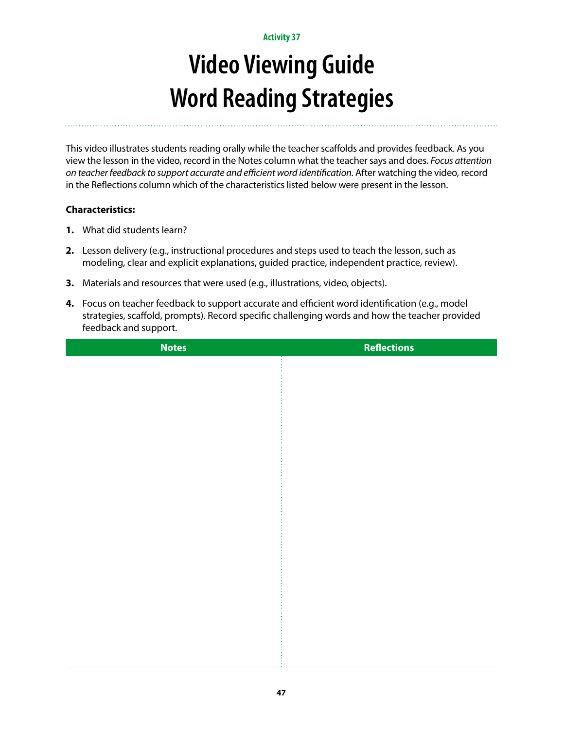Activity 37

# Video Viewing Guide
# Word Reading Strategies

This video illustrates students reading orally while the teacher scaffolds and provides feedback. As you view the lesson in the video, record in the Notes column what the teacher says and does. *Focus attention on teacher feedback to support accurate and efficient word identification.* After watching the video, record in the Reflections column which of the characteristics listed below were present in the lesson.

**Characteristics:**

1. What did students learn?
2. Lesson delivery (e.g., instructional procedures and steps used to teach the lesson, such as modeling, clear and explicit explanations, guided practice, independent practice, review).
3. Materials and resources that were used (e.g., illustrations, video, objects).
4. Focus on teacher feedback to support accurate and efficient word identification (e.g., model strategies, scaffold, prompts). Record specific challenging words and how the teacher provided feedback and support.

| Notes | Reflections |
| --- | --- |
| | |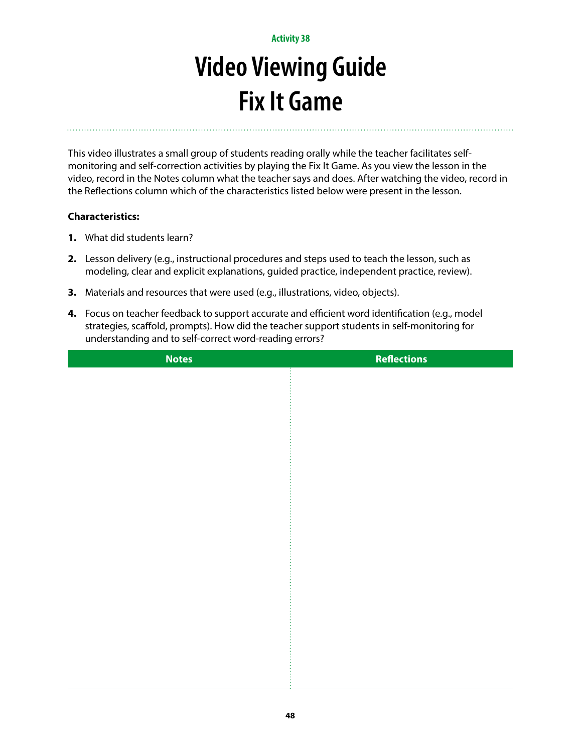Activity 38

# Video Viewing Guide
# Fix It Game

This video illustrates a small group of students reading orally while the teacher facilitates self-monitoring and self-correction activities by playing the Fix It Game. As you view the lesson in the video, record in the Notes column what the teacher says and does. After watching the video, record in the Reflections column which of the characteristics listed below were present in the lesson.

**Characteristics:**

1. What did students learn?
2. Lesson delivery (e.g., instructional procedures and steps used to teach the lesson, such as modeling, clear and explicit explanations, guided practice, independent practice, review).
3. Materials and resources that were used (e.g., illustrations, video, objects).
4. Focus on teacher feedback to support accurate and efficient word identification (e.g., model strategies, scaffold, prompts). How did the teacher support students in self-monitoring for understanding and to self-correct word-reading errors?

| Notes | Reflections |
| --- | --- |
| | |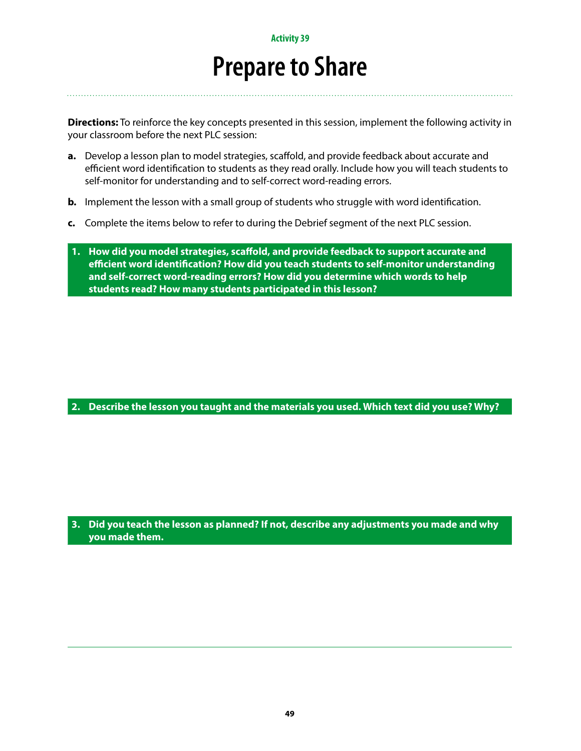Activity 39

# Prepare to Share

**Directions:** To reinforce the key concepts presented in this session, implement the following activity in your classroom before the next PLC session:

**a.** Develop a lesson plan to model strategies, scaffold, and provide feedback about accurate and efficient word identification to students as they read orally. Include how you will teach students to self-monitor for understanding and to self-correct word-reading errors.

**b.** Implement the lesson with a small group of students who struggle with word identification.

**c.** Complete the items below to refer to during the Debrief segment of the next PLC session.

**1. How did you model strategies, scaffold, and provide feedback to support accurate and efficient word identification? How did you teach students to self-monitor understanding and self-correct word-reading errors? How did you determine which words to help students read? How many students participated in this lesson?**

**2. Describe the lesson you taught and the materials you used. Which text did you use? Why?**

**3. Did you teach the lesson as planned? If not, describe any adjustments you made and why you made them.**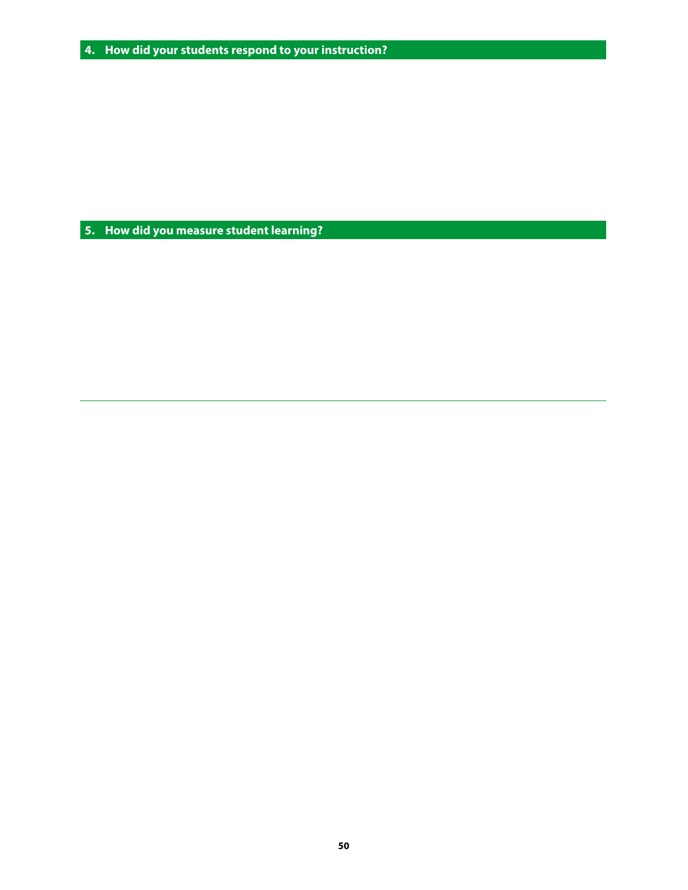### 4. How did your students respond to your instruction?

### 5. How did you measure student learning?

---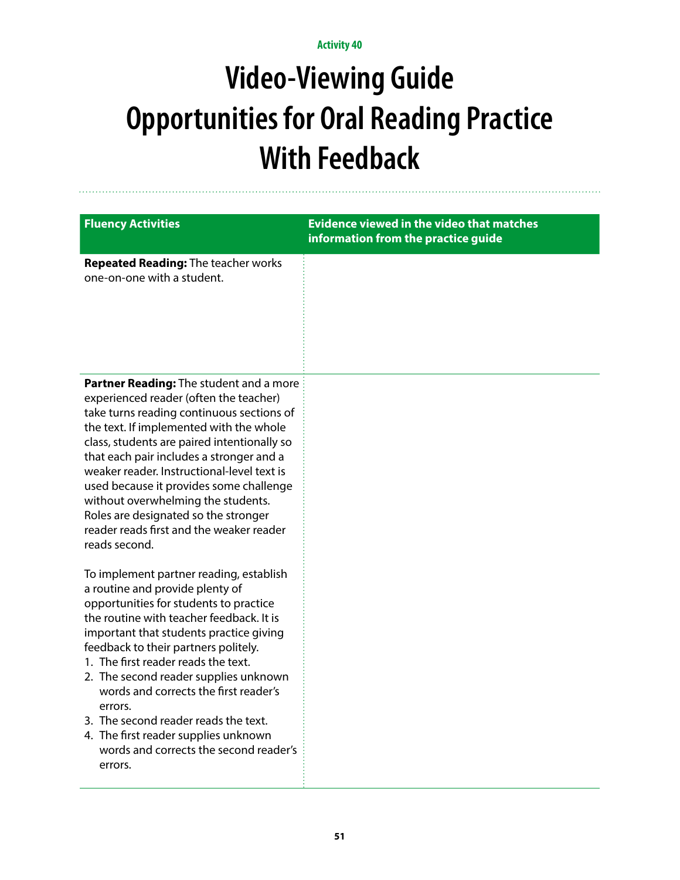Activity 40

# Video-Viewing Guide Opportunities for Oral Reading Practice With Feedback

| Fluency Activities | Evidence viewed in the video that matches information from the practice guide |
|---|---|
| **Repeated Reading:** The teacher works one-on-one with a student. | |
| **Partner Reading:** The student and a more experienced reader (often the teacher) take turns reading continuous sections of the text. If implemented with the whole class, students are paired intentionally so that each pair includes a stronger and a weaker reader. Instructional-level text is used because it provides some challenge without overwhelming the students. Roles are designated so the stronger reader reads first and the weaker reader reads second.<br><br>To implement partner reading, establish a routine and provide plenty of opportunities for students to practice the routine with teacher feedback. It is important that students practice giving feedback to their partners politely.<br>1. The first reader reads the text.<br>2. The second reader supplies unknown words and corrects the first reader's errors.<br>3. The second reader reads the text.<br>4. The first reader supplies unknown words and corrects the second reader's errors. | |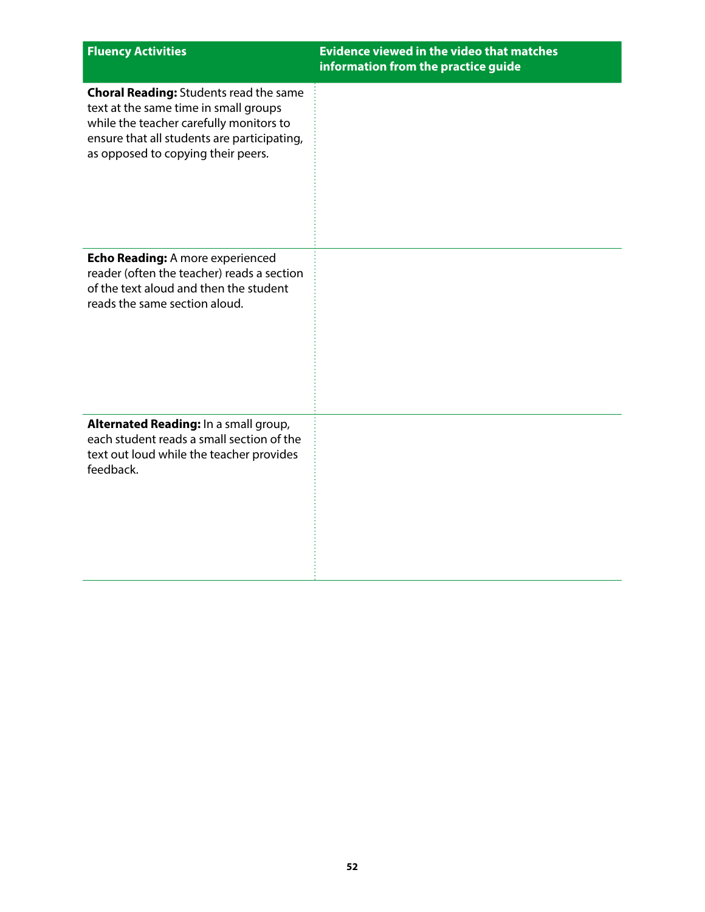| Fluency Activities | Evidence viewed in the video that matches information from the practice guide |
| --- | --- |
| **Choral Reading:** Students read the same text at the same time in small groups while the teacher carefully monitors to ensure that all students are participating, as opposed to copying their peers. | |
| **Echo Reading:** A more experienced reader (often the teacher) reads a section of the text aloud and then the student reads the same section aloud. | |
| **Alternated Reading:** In a small group, each student reads a small section of the text out loud while the teacher provides feedback. | |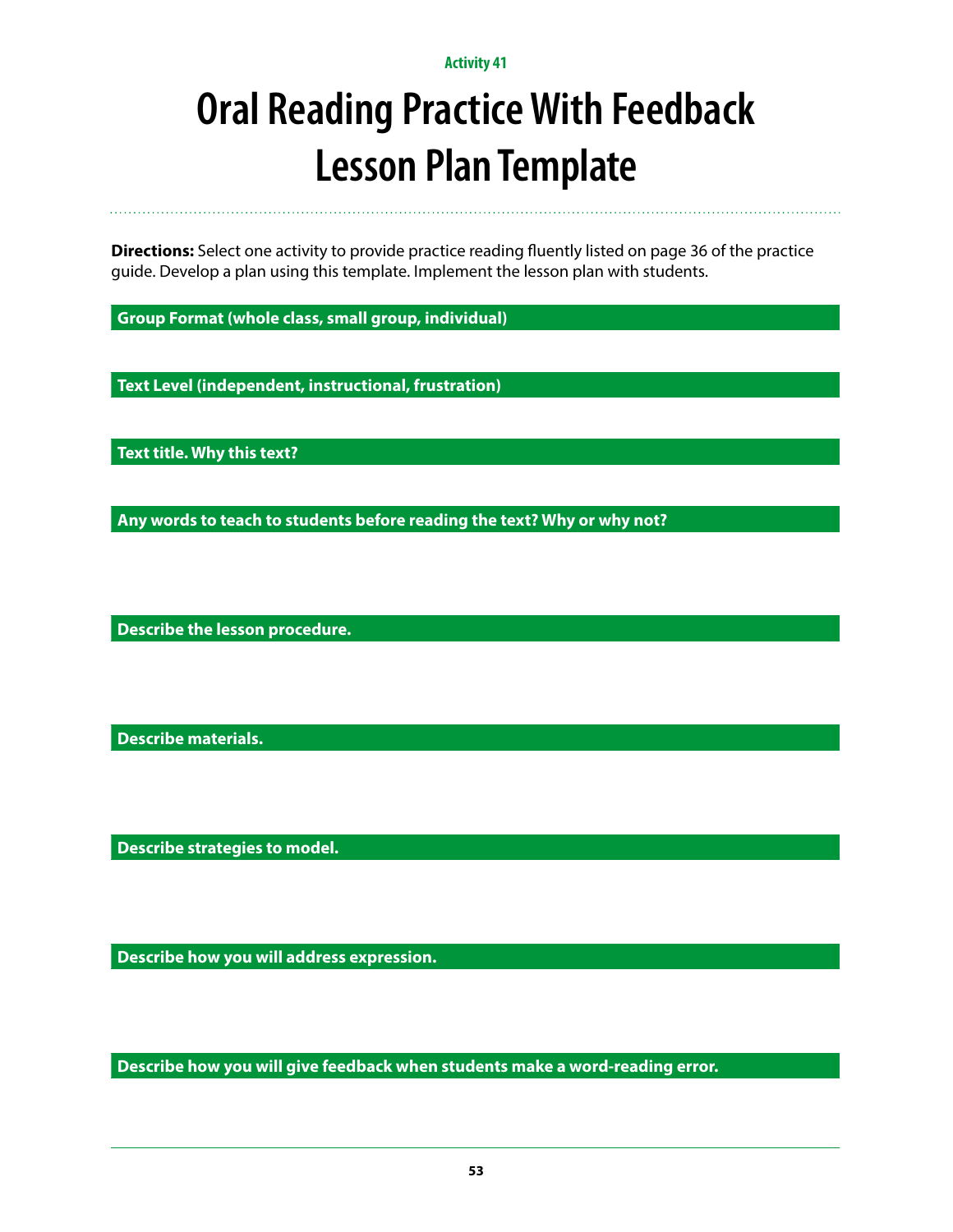Activity 41

# Oral Reading Practice With Feedback Lesson Plan Template

**Directions:** Select one activity to provide practice reading fluently listed on page 36 of the practice guide. Develop a plan using this template. Implement the lesson plan with students.

### Group Format (whole class, small group, individual)

### Text Level (independent, instructional, frustration)

### Text title. Why this text?

### Any words to teach to students before reading the text? Why or why not?

### Describe the lesson procedure.

### Describe materials.

### Describe strategies to model.

### Describe how you will address expression.

### Describe how you will give feedback when students make a word-reading error.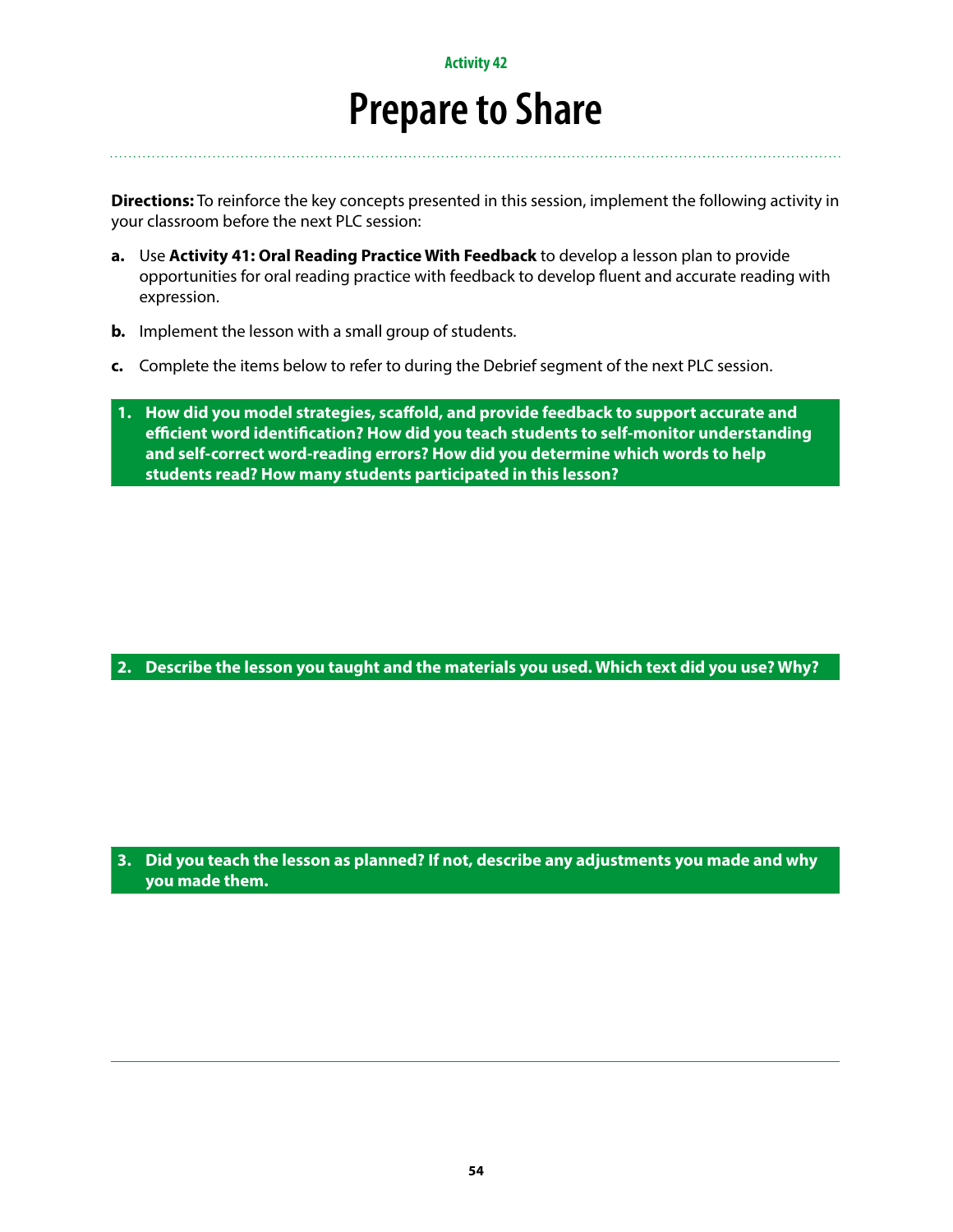Activity 42

# Prepare to Share

**Directions:** To reinforce the key concepts presented in this session, implement the following activity in your classroom before the next PLC session:

**a.** Use **Activity 41: Oral Reading Practice With Feedback** to develop a lesson plan to provide opportunities for oral reading practice with feedback to develop fluent and accurate reading with expression.

**b.** Implement the lesson with a small group of students.

**c.** Complete the items below to refer to during the Debrief segment of the next PLC session.

**1. How did you model strategies, scaffold, and provide feedback to support accurate and efficient word identification? How did you teach students to self-monitor understanding and self-correct word-reading errors? How did you determine which words to help students read? How many students participated in this lesson?**

**2. Describe the lesson you taught and the materials you used. Which text did you use? Why?**

**3. Did you teach the lesson as planned? If not, describe any adjustments you made and why you made them.**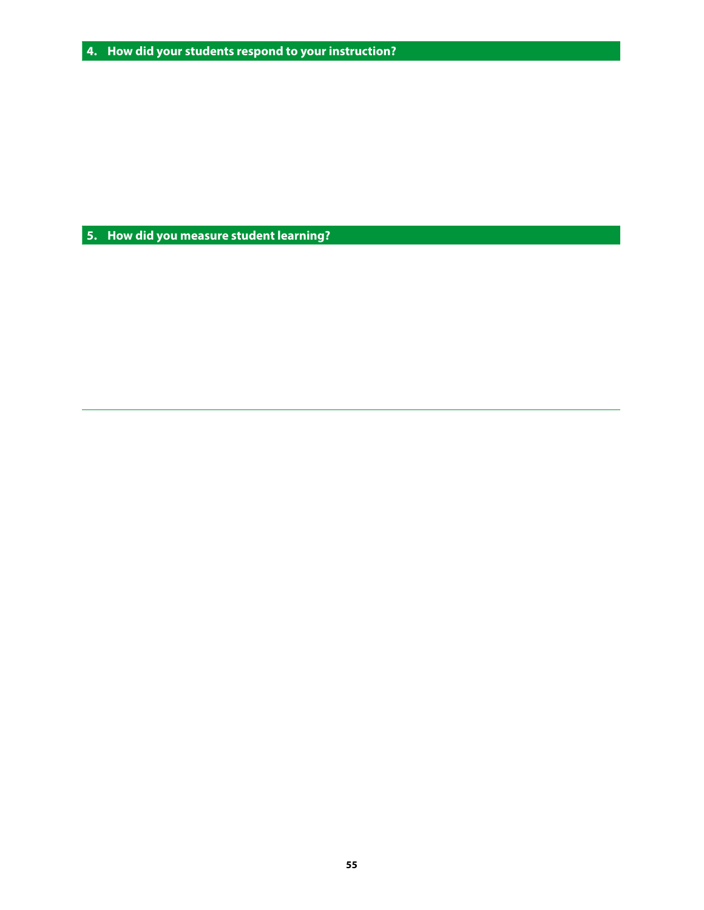## 4. How did your students respond to your instruction?

## 5. How did you measure student learning?

---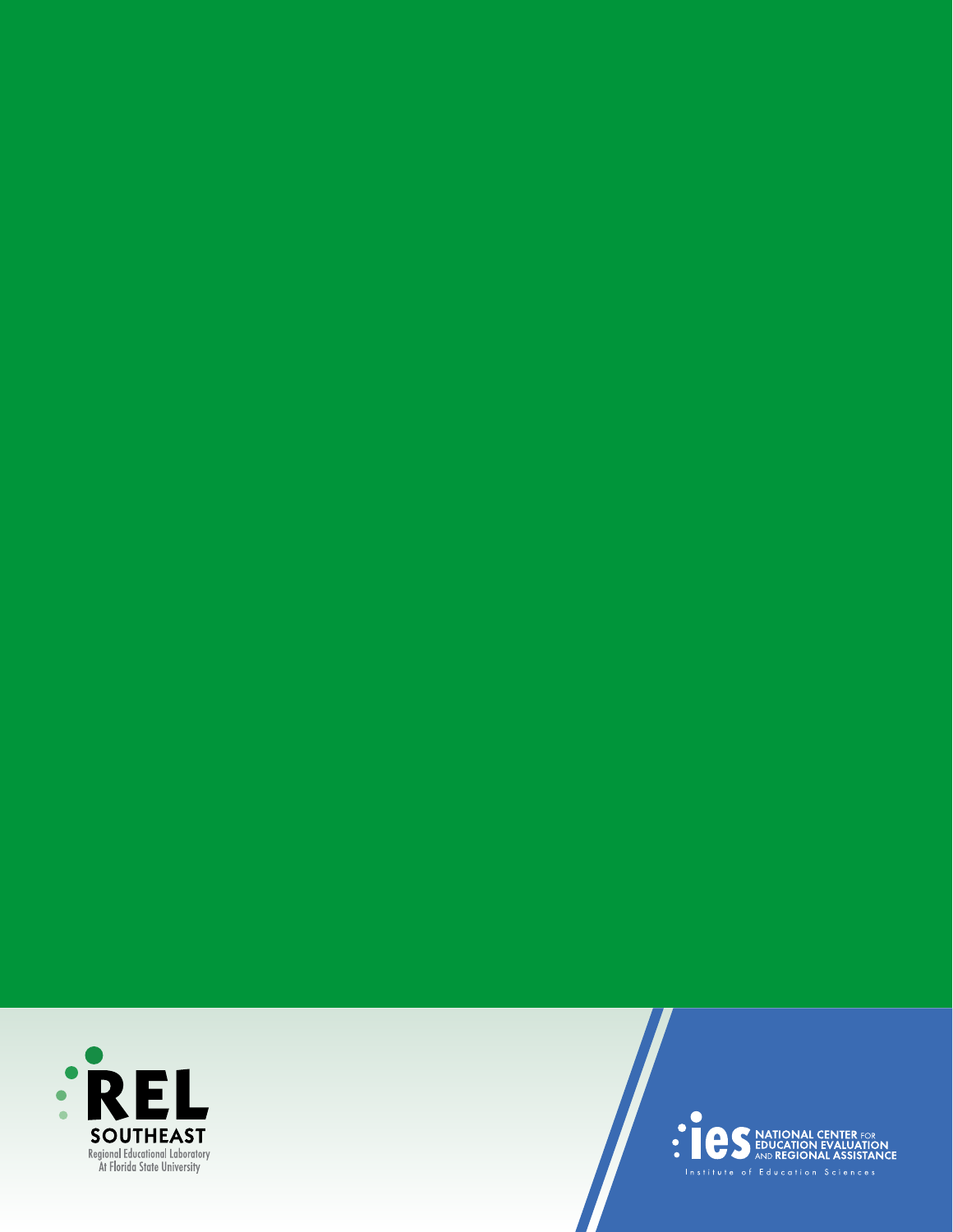REL SOUTHEAST
Regional Educational Laboratory
At Florida State University

ies NATIONAL CENTER FOR EDUCATION EVALUATION AND REGIONAL ASSISTANCE
Institute of Education Sciences